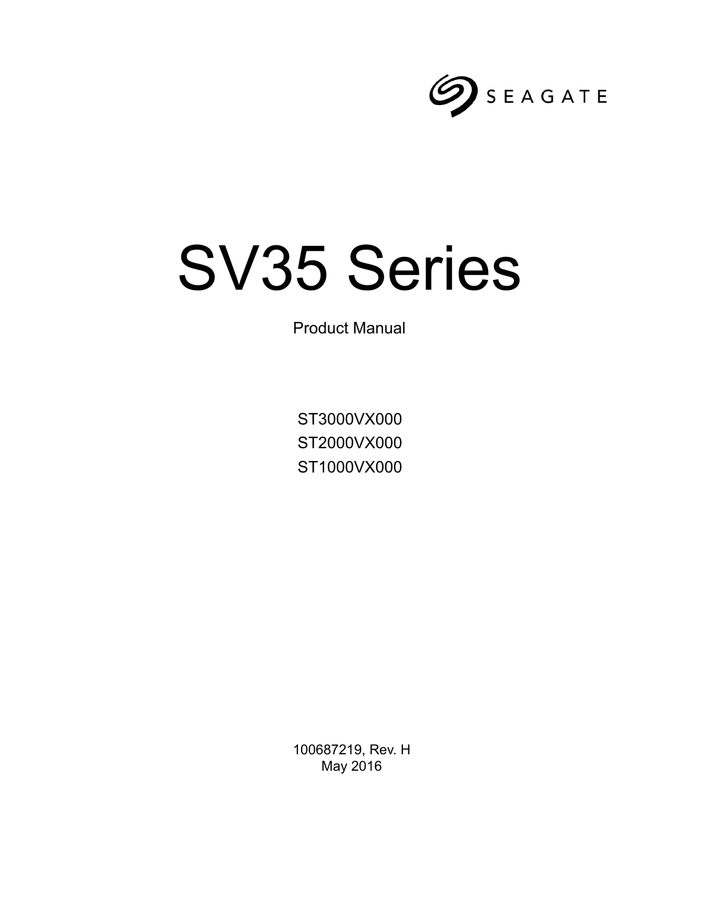SEAGATE

# SV35 Series

Product Manual

ST3000VX000
ST2000VX000
ST1000VX000

100687219, Rev. H
May 2016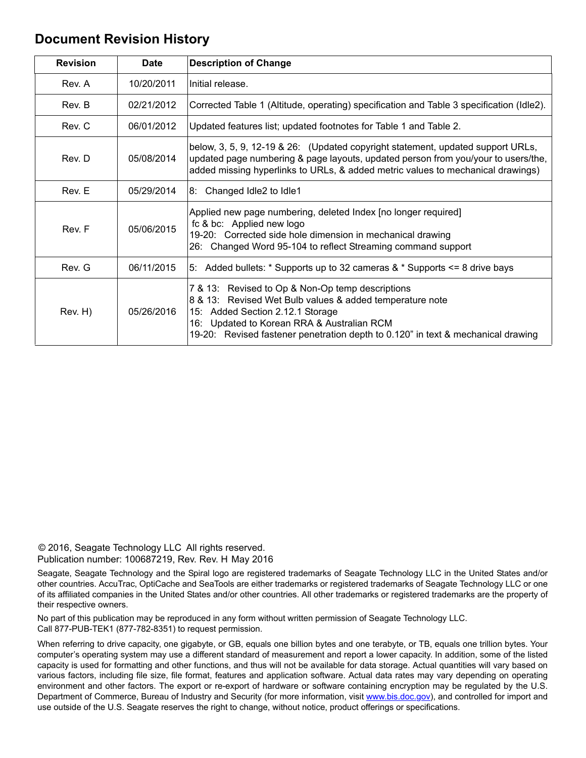## Document Revision History

| Revision | Date | Description of Change |
|---|---|---|
| Rev. A | 10/20/2011 | Initial release. |
| Rev. B | 02/21/2012 | Corrected Table 1 (Altitude, operating) specification and Table 3 specification (Idle2). |
| Rev. C | 06/01/2012 | Updated features list; updated footnotes for Table 1 and Table 2. |
| Rev. D | 05/08/2014 | below, 3, 5, 9, 12-19 & 26: (Updated copyright statement, updated support URLs, updated page numbering & page layouts, updated person from you/your to users/the, added missing hyperlinks to URLs, & added metric values to mechanical drawings) |
| Rev. E | 05/29/2014 | 8: Changed Idle2 to Idle1 |
| Rev. F | 05/06/2015 | Applied new page numbering, deleted Index [no longer required]<br>fc & bc: Applied new logo<br>19-20: Corrected side hole dimension in mechanical drawing<br>26: Changed Word 95-104 to reflect Streaming command support |
| Rev. G | 06/11/2015 | 5: Added bullets: * Supports up to 32 cameras & * Supports <= 8 drive bays |
| Rev. H) | 05/26/2016 | 7 & 13: Revised to Op & Non-Op temp descriptions<br>8 & 13: Revised Wet Bulb values & added temperature note<br>15: Added Section 2.12.1 Storage<br>16: Updated to Korean RRA & Australian RCM<br>19-20: Revised fastener penetration depth to 0.120" in text & mechanical drawing |

© 2016, Seagate Technology LLC All rights reserved.
Publication number: 100687219, Rev. Rev. H May 2016

Seagate, Seagate Technology and the Spiral logo are registered trademarks of Seagate Technology LLC in the United States and/or other countries. AccuTrac, OptiCache and SeaTools are either trademarks or registered trademarks of Seagate Technology LLC or one of its affiliated companies in the United States and/or other countries. All other trademarks or registered trademarks are the property of their respective owners.

No part of this publication may be reproduced in any form without written permission of Seagate Technology LLC.
Call 877-PUB-TEK1 (877-782-8351) to request permission.

When referring to drive capacity, one gigabyte, or GB, equals one billion bytes and one terabyte, or TB, equals one trillion bytes. Your computer's operating system may use a different standard of measurement and report a lower capacity. In addition, some of the listed capacity is used for formatting and other functions, and thus will not be available for data storage. Actual quantities will vary based on various factors, including file size, file format, features and application software. Actual data rates may vary depending on operating environment and other factors. The export or re-export of hardware or software containing encryption may be regulated by the U.S. Department of Commerce, Bureau of Industry and Security (for more information, visit www.bis.doc.gov), and controlled for import and use outside of the U.S. Seagate reserves the right to change, without notice, product offerings or specifications.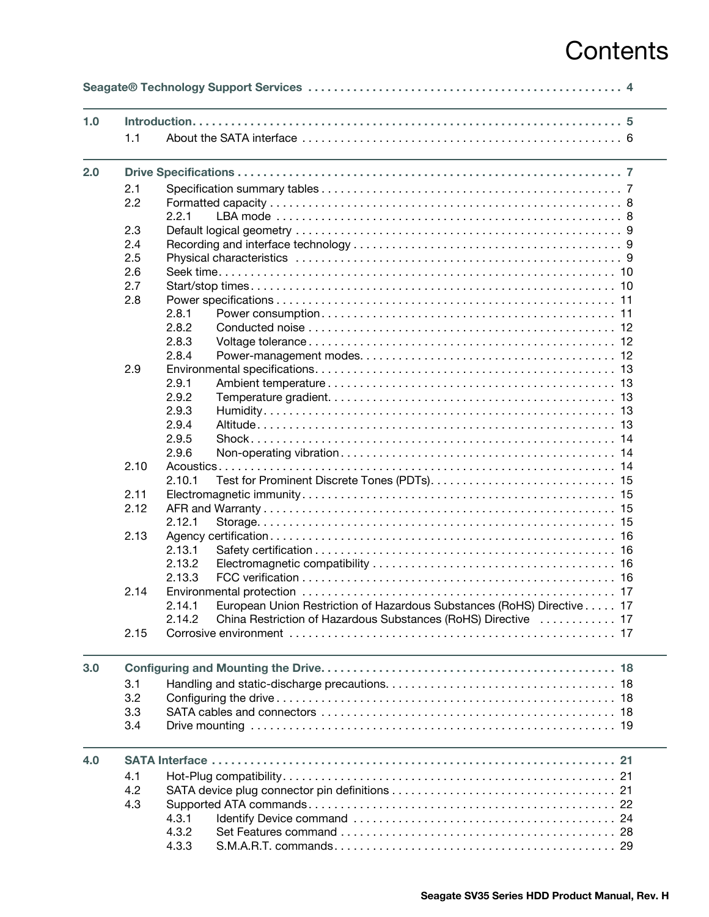# Contents

Seagate® Technology Support Services . . . . . . . . . . . . . . . . . . . . . . . . . . . . . . . . . . . . . . . . . . . . . . . . 4

1.0 Introduction. . . . . . . . . . . . . . . . . . . . . . . . . . . . . . . . . . . . . . . . . . . . . . . . . . . . . . . . . . . . . . . . . . 5
- 1.1 About the SATA interface . . . . . . . . . . . . . . . . . . . . . . . . . . . . . . . . . . . . . . . . . . . . . . . . . . 6

2.0 Drive Specifications . . . . . . . . . . . . . . . . . . . . . . . . . . . . . . . . . . . . . . . . . . . . . . . . . . . . . . . . . . . . 7
- 2.1 Specification summary tables . . . . . . . . . . . . . . . . . . . . . . . . . . . . . . . . . . . . . . . . . . . . . . . . 7
- 2.2 Formatted capacity . . . . . . . . . . . . . . . . . . . . . . . . . . . . . . . . . . . . . . . . . . . . . . . . . . . . . . . 8
  - 2.2.1 LBA mode . . . . . . . . . . . . . . . . . . . . . . . . . . . . . . . . . . . . . . . . . . . . . . . . . . . . . . 8
- 2.3 Default logical geometry . . . . . . . . . . . . . . . . . . . . . . . . . . . . . . . . . . . . . . . . . . . . . . . . . . . 9
- 2.4 Recording and interface technology . . . . . . . . . . . . . . . . . . . . . . . . . . . . . . . . . . . . . . . . . . . 9
- 2.5 Physical characteristics . . . . . . . . . . . . . . . . . . . . . . . . . . . . . . . . . . . . . . . . . . . . . . . . . . . 9
- 2.6 Seek time. . . . . . . . . . . . . . . . . . . . . . . . . . . . . . . . . . . . . . . . . . . . . . . . . . . . . . . . . . . . . 10
- 2.7 Start/stop times . . . . . . . . . . . . . . . . . . . . . . . . . . . . . . . . . . . . . . . . . . . . . . . . . . . . . . . . 10
- 2.8 Power specifications . . . . . . . . . . . . . . . . . . . . . . . . . . . . . . . . . . . . . . . . . . . . . . . . . . . . . 11
  - 2.8.1 Power consumption . . . . . . . . . . . . . . . . . . . . . . . . . . . . . . . . . . . . . . . . . . . . . . . . 11
  - 2.8.2 Conducted noise . . . . . . . . . . . . . . . . . . . . . . . . . . . . . . . . . . . . . . . . . . . . . . . . . 12
  - 2.8.3 Voltage tolerance . . . . . . . . . . . . . . . . . . . . . . . . . . . . . . . . . . . . . . . . . . . . . . . . . 12
  - 2.8.4 Power-management modes. . . . . . . . . . . . . . . . . . . . . . . . . . . . . . . . . . . . . . . . . . 12
- 2.9 Environmental specifications. . . . . . . . . . . . . . . . . . . . . . . . . . . . . . . . . . . . . . . . . . . . . . . 13
  - 2.9.1 Ambient temperature . . . . . . . . . . . . . . . . . . . . . . . . . . . . . . . . . . . . . . . . . . . . . . 13
  - 2.9.2 Temperature gradient. . . . . . . . . . . . . . . . . . . . . . . . . . . . . . . . . . . . . . . . . . . . . . 13
  - 2.9.3 Humidity . . . . . . . . . . . . . . . . . . . . . . . . . . . . . . . . . . . . . . . . . . . . . . . . . . . . . . 13
  - 2.9.4 Altitude . . . . . . . . . . . . . . . . . . . . . . . . . . . . . . . . . . . . . . . . . . . . . . . . . . . . . . . 13
  - 2.9.5 Shock . . . . . . . . . . . . . . . . . . . . . . . . . . . . . . . . . . . . . . . . . . . . . . . . . . . . . . . . 14
  - 2.9.6 Non-operating vibration . . . . . . . . . . . . . . . . . . . . . . . . . . . . . . . . . . . . . . . . . . . 14
- 2.10 Acoustics . . . . . . . . . . . . . . . . . . . . . . . . . . . . . . . . . . . . . . . . . . . . . . . . . . . . . . . . . . . . 14
  - 2.10.1 Test for Prominent Discrete Tones (PDTs). . . . . . . . . . . . . . . . . . . . . . . . . . . . . 15
- 2.11 Electromagnetic immunity . . . . . . . . . . . . . . . . . . . . . . . . . . . . . . . . . . . . . . . . . . . . . . . . 15
- 2.12 AFR and Warranty . . . . . . . . . . . . . . . . . . . . . . . . . . . . . . . . . . . . . . . . . . . . . . . . . . . . . 15
  - 2.12.1 Storage. . . . . . . . . . . . . . . . . . . . . . . . . . . . . . . . . . . . . . . . . . . . . . . . . . . . . . . 15
- 2.13 Agency certification . . . . . . . . . . . . . . . . . . . . . . . . . . . . . . . . . . . . . . . . . . . . . . . . . . . . 16
  - 2.13.1 Safety certification . . . . . . . . . . . . . . . . . . . . . . . . . . . . . . . . . . . . . . . . . . . . . . 16
  - 2.13.2 Electromagnetic compatibility . . . . . . . . . . . . . . . . . . . . . . . . . . . . . . . . . . . . . . 16
  - 2.13.3 FCC verification . . . . . . . . . . . . . . . . . . . . . . . . . . . . . . . . . . . . . . . . . . . . . . . . 16
- 2.14 Environmental protection . . . . . . . . . . . . . . . . . . . . . . . . . . . . . . . . . . . . . . . . . . . . . . . . 17
  - 2.14.1 European Union Restriction of Hazardous Substances (RoHS) Directive . . . . . 17
  - 2.14.2 China Restriction of Hazardous Substances (RoHS) Directive . . . . . . . . . . . . 17
- 2.15 Corrosive environment . . . . . . . . . . . . . . . . . . . . . . . . . . . . . . . . . . . . . . . . . . . . . . . . . . 17

3.0 Configuring and Mounting the Drive. . . . . . . . . . . . . . . . . . . . . . . . . . . . . . . . . . . . . . . . . . . . . . 18
- 3.1 Handling and static-discharge precautions. . . . . . . . . . . . . . . . . . . . . . . . . . . . . . . . . . . . . 18
- 3.2 Configuring the drive . . . . . . . . . . . . . . . . . . . . . . . . . . . . . . . . . . . . . . . . . . . . . . . . . . . . 18
- 3.3 SATA cables and connectors . . . . . . . . . . . . . . . . . . . . . . . . . . . . . . . . . . . . . . . . . . . . . . 18
- 3.4 Drive mounting . . . . . . . . . . . . . . . . . . . . . . . . . . . . . . . . . . . . . . . . . . . . . . . . . . . . . . . . 19

4.0 SATA Interface . . . . . . . . . . . . . . . . . . . . . . . . . . . . . . . . . . . . . . . . . . . . . . . . . . . . . . . . . . . . . 21
- 4.1 Hot-Plug compatibility. . . . . . . . . . . . . . . . . . . . . . . . . . . . . . . . . . . . . . . . . . . . . . . . . . . . 21
- 4.2 SATA device plug connector pin definitions . . . . . . . . . . . . . . . . . . . . . . . . . . . . . . . . . . . 21
- 4.3 Supported ATA commands . . . . . . . . . . . . . . . . . . . . . . . . . . . . . . . . . . . . . . . . . . . . . . . . 22
  - 4.3.1 Identify Device command . . . . . . . . . . . . . . . . . . . . . . . . . . . . . . . . . . . . . . . . . . 24
  - 4.3.2 Set Features command . . . . . . . . . . . . . . . . . . . . . . . . . . . . . . . . . . . . . . . . . . . . 28
  - 4.3.3 S.M.A.R.T. commands. . . . . . . . . . . . . . . . . . . . . . . . . . . . . . . . . . . . . . . . . . . . 29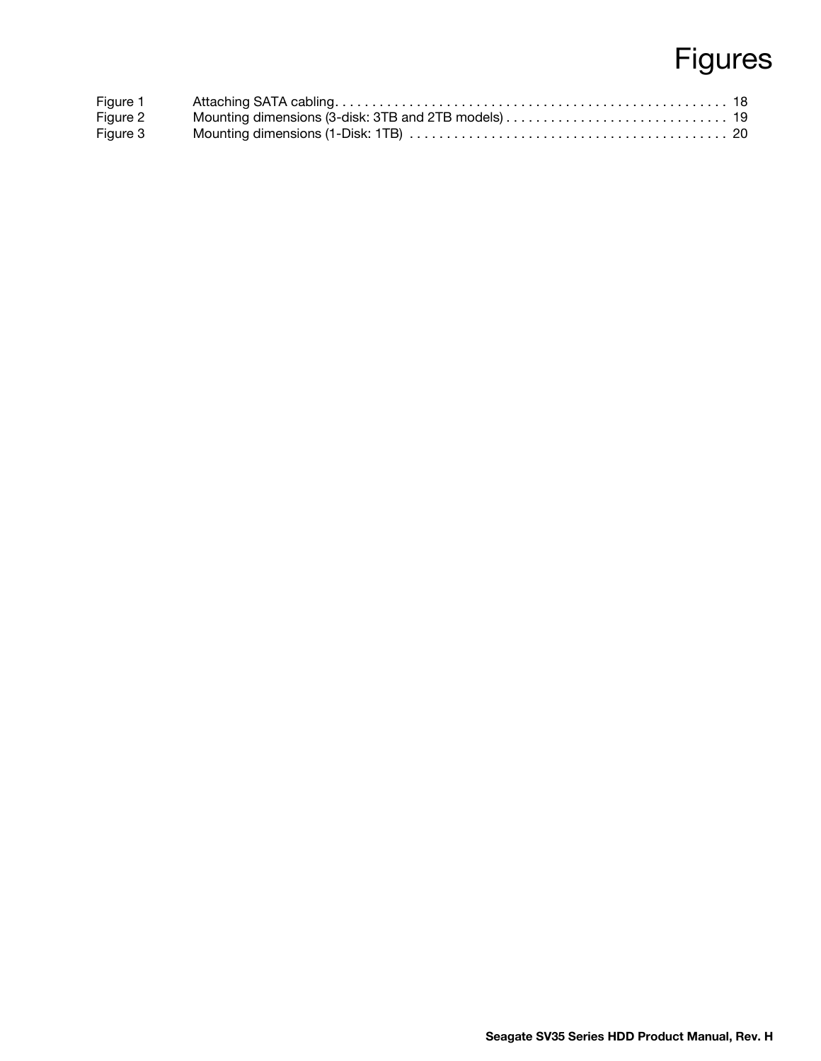# Figures

| | | |
|---|---|---|
| Figure 1 | Attaching SATA cabling | 18 |
| Figure 2 | Mounting dimensions (3-disk: 3TB and 2TB models) | 19 |
| Figure 3 | Mounting dimensions (1-Disk: 1TB) | 20 |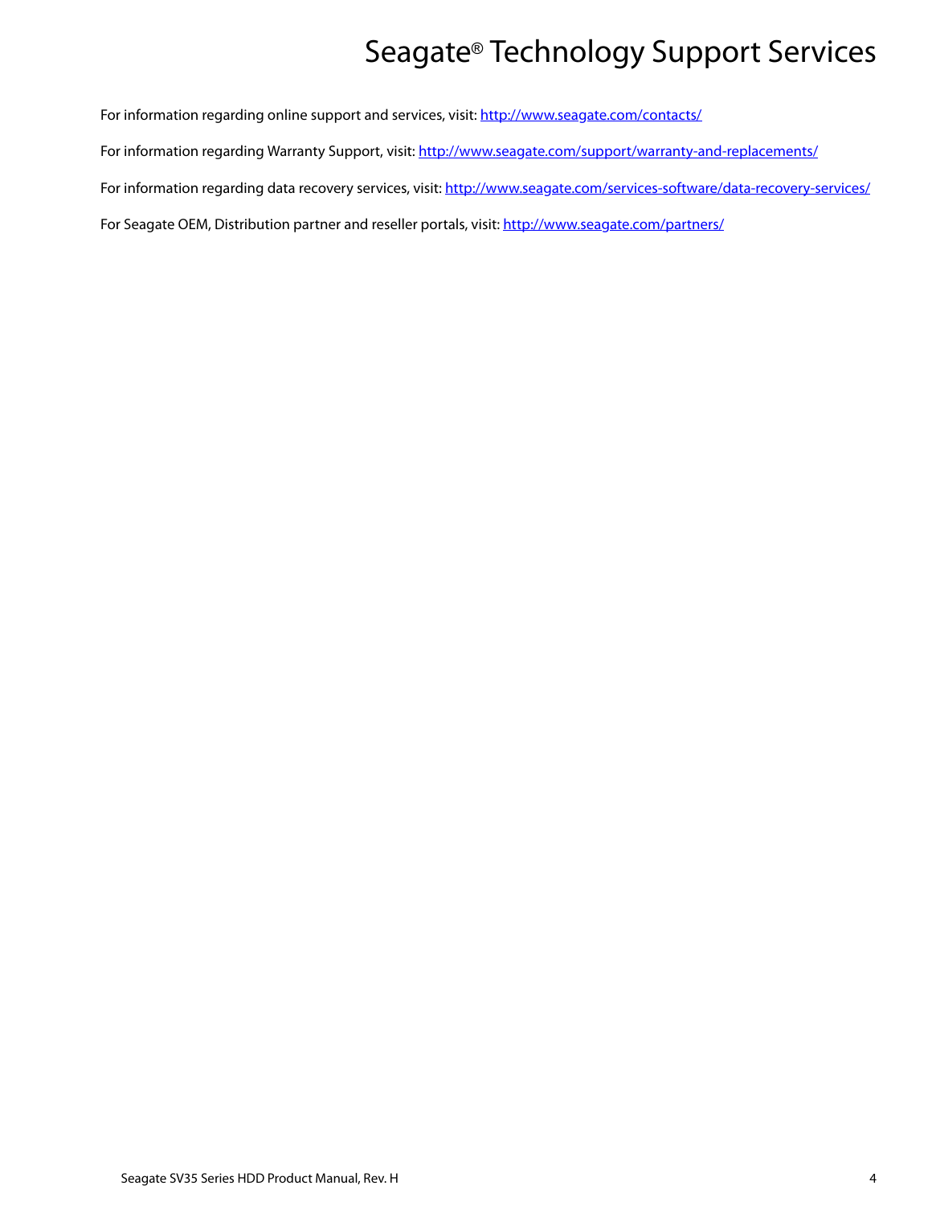# Seagate® Technology Support Services

For information regarding online support and services, visit: http://www.seagate.com/contacts/

For information regarding Warranty Support, visit: http://www.seagate.com/support/warranty-and-replacements/

For information regarding data recovery services, visit: http://www.seagate.com/services-software/data-recovery-services/

For Seagate OEM, Distribution partner and reseller portals, visit: http://www.seagate.com/partners/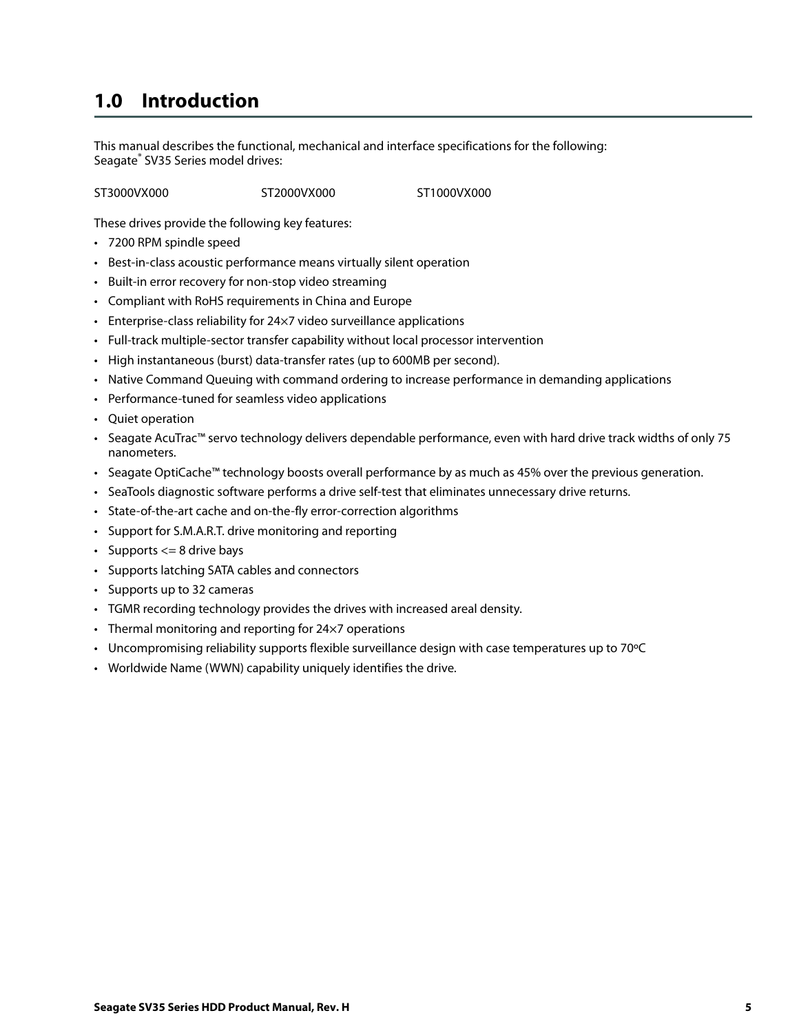# 1.0 Introduction

This manual describes the functional, mechanical and interface specifications for the following:
Seagate® SV35 Series model drives:

ST3000VX000 ST2000VX000 ST1000VX000

These drives provide the following key features:

- 7200 RPM spindle speed
- Best-in-class acoustic performance means virtually silent operation
- Built-in error recovery for non-stop video streaming
- Compliant with RoHS requirements in China and Europe
- Enterprise-class reliability for 24×7 video surveillance applications
- Full-track multiple-sector transfer capability without local processor intervention
- High instantaneous (burst) data-transfer rates (up to 600MB per second).
- Native Command Queuing with command ordering to increase performance in demanding applications
- Performance-tuned for seamless video applications
- Quiet operation
- Seagate AcuTrac™ servo technology delivers dependable performance, even with hard drive track widths of only 75 nanometers.
- Seagate OptiCache™ technology boosts overall performance by as much as 45% over the previous generation.
- SeaTools diagnostic software performs a drive self-test that eliminates unnecessary drive returns.
- State-of-the-art cache and on-the-fly error-correction algorithms
- Support for S.M.A.R.T. drive monitoring and reporting
- Supports <= 8 drive bays
- Supports latching SATA cables and connectors
- Supports up to 32 cameras
- TGMR recording technology provides the drives with increased areal density.
- Thermal monitoring and reporting for 24×7 operations
- Uncompromising reliability supports flexible surveillance design with case temperatures up to 70ºC
- Worldwide Name (WWN) capability uniquely identifies the drive.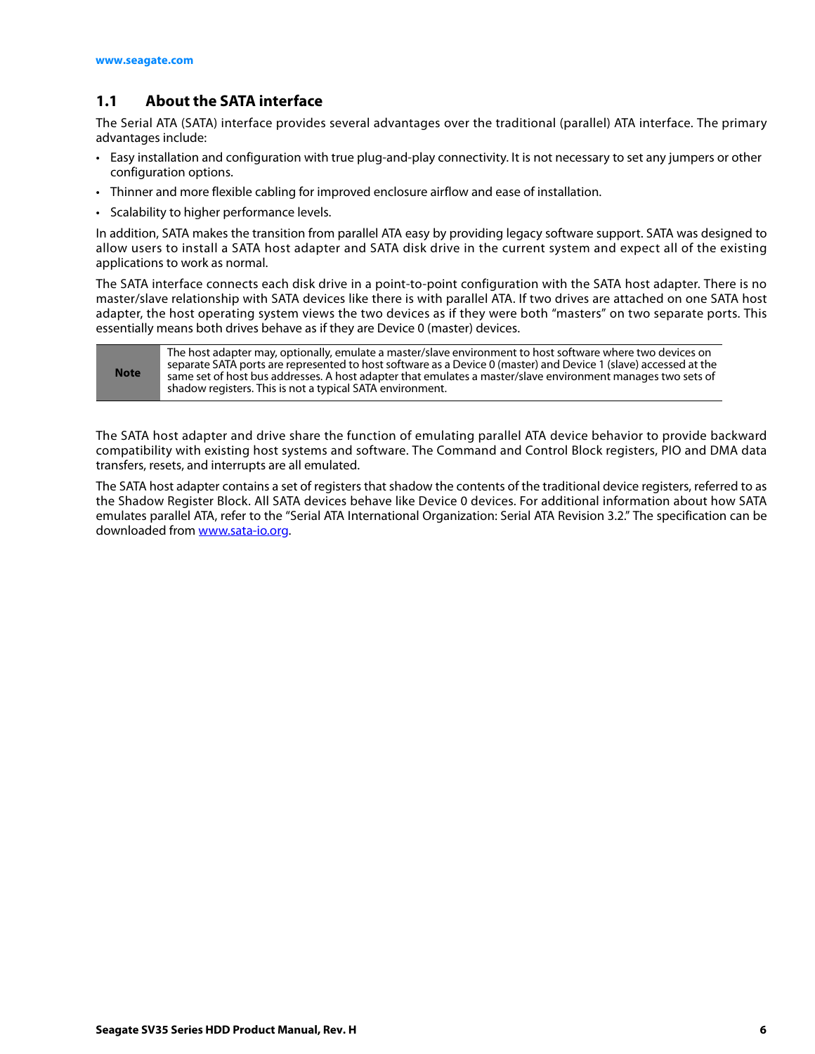## 1.1 About the SATA interface

The Serial ATA (SATA) interface provides several advantages over the traditional (parallel) ATA interface. The primary advantages include:

- Easy installation and configuration with true plug-and-play connectivity. It is not necessary to set any jumpers or other configuration options.
- Thinner and more flexible cabling for improved enclosure airflow and ease of installation.
- Scalability to higher performance levels.

In addition, SATA makes the transition from parallel ATA easy by providing legacy software support. SATA was designed to allow users to install a SATA host adapter and SATA disk drive in the current system and expect all of the existing applications to work as normal.

The SATA interface connects each disk drive in a point-to-point configuration with the SATA host adapter. There is no master/slave relationship with SATA devices like there is with parallel ATA. If two drives are attached on one SATA host adapter, the host operating system views the two devices as if they were both "masters" on two separate ports. This essentially means both drives behave as if they are Device 0 (master) devices.

| **Note** | The host adapter may, optionally, emulate a master/slave environment to host software where two devices on separate SATA ports are represented to host software as a Device 0 (master) and Device 1 (slave) accessed at the same set of host bus addresses. A host adapter that emulates a master/slave environment manages two sets of shadow registers. This is not a typical SATA environment. |
|---|---|

The SATA host adapter and drive share the function of emulating parallel ATA device behavior to provide backward compatibility with existing host systems and software. The Command and Control Block registers, PIO and DMA data transfers, resets, and interrupts are all emulated.

The SATA host adapter contains a set of registers that shadow the contents of the traditional device registers, referred to as the Shadow Register Block. All SATA devices behave like Device 0 devices. For additional information about how SATA emulates parallel ATA, refer to the "Serial ATA International Organization: Serial ATA Revision 3.2." The specification can be downloaded from www.sata-io.org.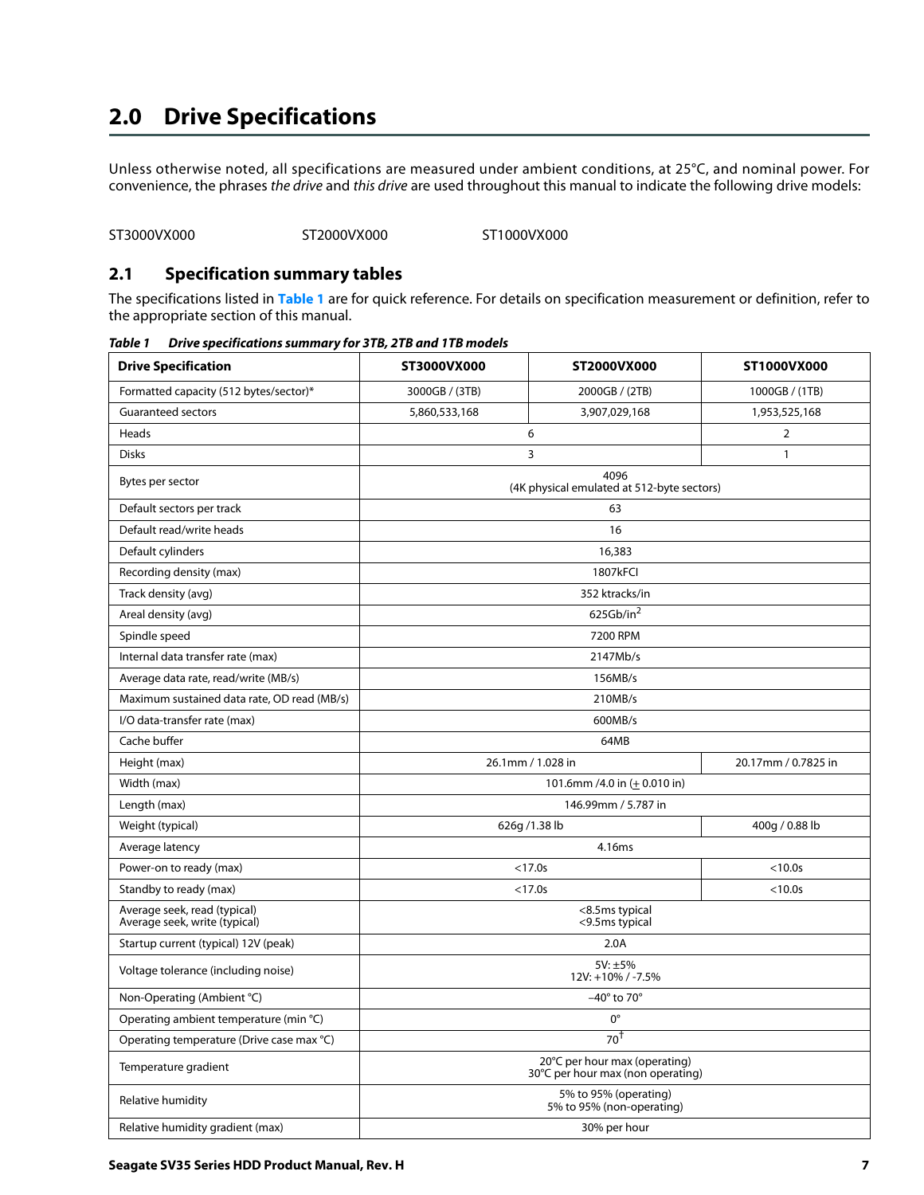# 2.0 Drive Specifications

Unless otherwise noted, all specifications are measured under ambient conditions, at 25°C, and nominal power. For convenience, the phrases *the drive* and *this drive* are used throughout this manual to indicate the following drive models:

ST3000VX000 ST2000VX000 ST1000VX000

## 2.1 Specification summary tables

The specifications listed in **Table 1** are for quick reference. For details on specification measurement or definition, refer to the appropriate section of this manual.

***Table 1 Drive specifications summary for 3TB, 2TB and 1TB models***

| Drive Specification | ST3000VX000 | ST2000VX000 | ST1000VX000 |
|---|---|---|---|
| Formatted capacity (512 bytes/sector)* | 3000GB / (3TB) | 2000GB / (2TB) | 1000GB / (1TB) |
| Guaranteed sectors | 5,860,533,168 | 3,907,029,168 | 1,953,525,168 |
| Heads | 6 | | 2 |
| Disks | 3 | | 1 |
| Bytes per sector | 4096<br>(4K physical emulated at 512-byte sectors) | | |
| Default sectors per track | 63 | | |
| Default read/write heads | 16 | | |
| Default cylinders | 16,383 | | |
| Recording density (max) | 1807kFCI | | |
| Track density (avg) | 352 ktracks/in | | |
| Areal density (avg) | 625Gb/in$^2$ | | |
| Spindle speed | 7200 RPM | | |
| Internal data transfer rate (max) | 2147Mb/s | | |
| Average data rate, read/write (MB/s) | 156MB/s | | |
| Maximum sustained data rate, OD read (MB/s) | 210MB/s | | |
| I/O data-transfer rate (max) | 600MB/s | | |
| Cache buffer | 64MB | | |
| Height (max) | 26.1mm / 1.028 in | | 20.17mm / 0.7825 in |
| Width (max) | 101.6mm /4.0 in (± 0.010 in) | | |
| Length (max) | 146.99mm / 5.787 in | | |
| Weight (typical) | 626g /1.38 lb | | 400g / 0.88 lb |
| Average latency | 4.16ms | | |
| Power-on to ready (max) | <17.0s | | <10.0s |
| Standby to ready (max) | <17.0s | | <10.0s |
| Average seek, read (typical)<br>Average seek, write (typical) | <8.5ms typical<br><9.5ms typical | | |
| Startup current (typical) 12V (peak) | 2.0A | | |
| Voltage tolerance (including noise) | 5V: ±5%<br>12V: +10% / -7.5% | | |
| Non-Operating (Ambient °C) | –40° to 70° | | |
| Operating ambient temperature (min °C) | 0° | | |
| Operating temperature (Drive case max °C) | 70[†] | | |
| Temperature gradient | 20°C per hour max (operating)<br>30°C per hour max (non operating) | | |
| Relative humidity | 5% to 95% (operating)<br>5% to 95% (non-operating) | | |
| Relative humidity gradient (max) | 30% per hour | | |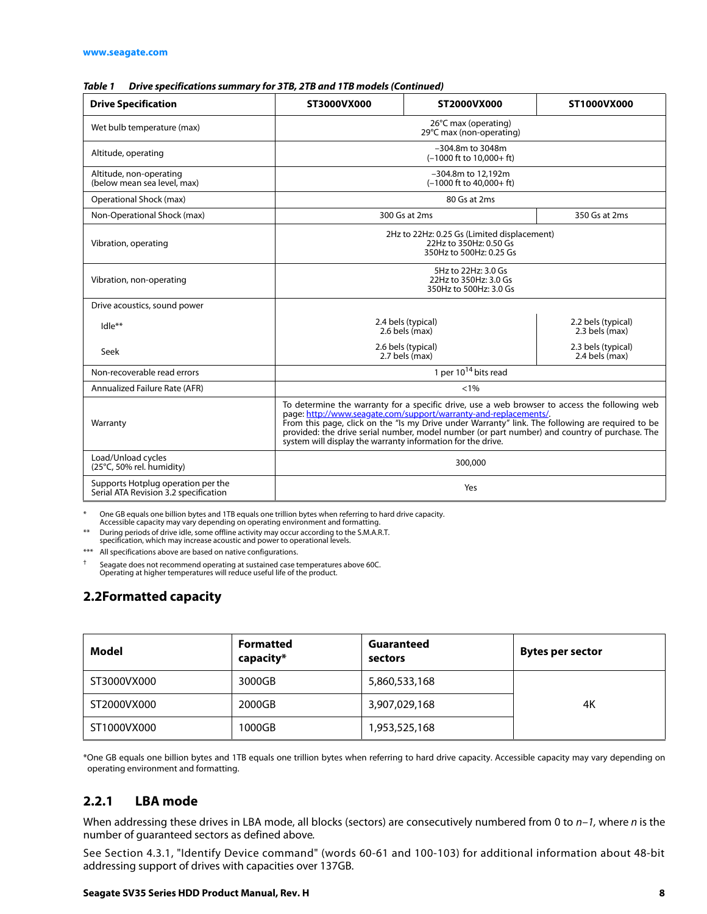**Table 1 Drive specifications summary for 3TB, 2TB and 1TB models (Continued)**

| Drive Specification | ST3000VX000 | ST2000VX000 | ST1000VX000 |
|---|---|---|---|
| Wet bulb temperature (max) | 26°C max (operating)<br>29°C max (non-operating) | | |
| Altitude, operating | –304.8m to 3048m<br>(–1000 ft to 10,000+ ft) | | |
| Altitude, non-operating<br>(below mean sea level, max) | –304.8m to 12,192m<br>(–1000 ft to 40,000+ ft) | | |
| Operational Shock (max) | 80 Gs at 2ms | | |
| Non-Operational Shock (max) | 300 Gs at 2ms | | 350 Gs at 2ms |
| Vibration, operating | 2Hz to 22Hz: 0.25 Gs (Limited displacement)<br>22Hz to 350Hz: 0.50 Gs<br>350Hz to 500Hz: 0.25 Gs | | |
| Vibration, non-operating | 5Hz to 22Hz: 3.0 Gs<br>22Hz to 350Hz: 3.0 Gs<br>350Hz to 500Hz: 3.0 Gs | | |
| Drive acoustics, sound power | | | |
| Idle** | 2.4 bels (typical)<br>2.6 bels (max) | | 2.2 bels (typical)<br>2.3 bels (max) |
| Seek | 2.6 bels (typical)<br>2.7 bels (max) | | 2.3 bels (typical)<br>2.4 bels (max) |
| Non-recoverable read errors | 1 per $10^{14}$ bits read | | |
| Annualized Failure Rate (AFR) | <1% | | |
| Warranty | To determine the warranty for a specific drive, use a web browser to access the following web page: http://www.seagate.com/support/warranty-and-replacements/.<br>From this page, click on the "Is my Drive under Warranty" link. The following are required to be provided: the drive serial number, model number (or part number) and country of purchase. The system will display the warranty information for the drive. | | |
| Load/Unload cycles<br>(25°C, 50% rel. humidity) | 300,000 | | |
| Supports Hotplug operation per the Serial ATA Revision 3.2 specification | Yes | | |

\* One GB equals one billion bytes and 1TB equals one trillion bytes when referring to hard drive capacity. Accessible capacity may vary depending on operating environment and formatting.

\** During periods of drive idle, some offline activity may occur according to the S.M.A.R.T. specification, which may increase acoustic and power to operational levels.

\*** All specifications above are based on native configurations.

† Seagate does not recommend operating at sustained case temperatures above 60C. Operating at higher temperatures will reduce useful life of the product.

## 2.2 Formatted capacity

| Model | Formatted capacity* | Guaranteed sectors | Bytes per sector |
|---|---|---|---|
| ST3000VX000 | 3000GB | 5,860,533,168 | 4K |
| ST2000VX000 | 2000GB | 3,907,029,168 | |
| ST1000VX000 | 1000GB | 1,953,525,168 | |

*One GB equals one billion bytes and 1TB equals one trillion bytes when referring to hard drive capacity. Accessible capacity may vary depending on operating environment and formatting.

### 2.2.1 LBA mode

When addressing these drives in LBA mode, all blocks (sectors) are consecutively numbered from 0 to *n–1,* where *n* is the number of guaranteed sectors as defined above.

See Section 4.3.1, "Identify Device command" (words 60-61 and 100-103) for additional information about 48-bit addressing support of drives with capacities over 137GB.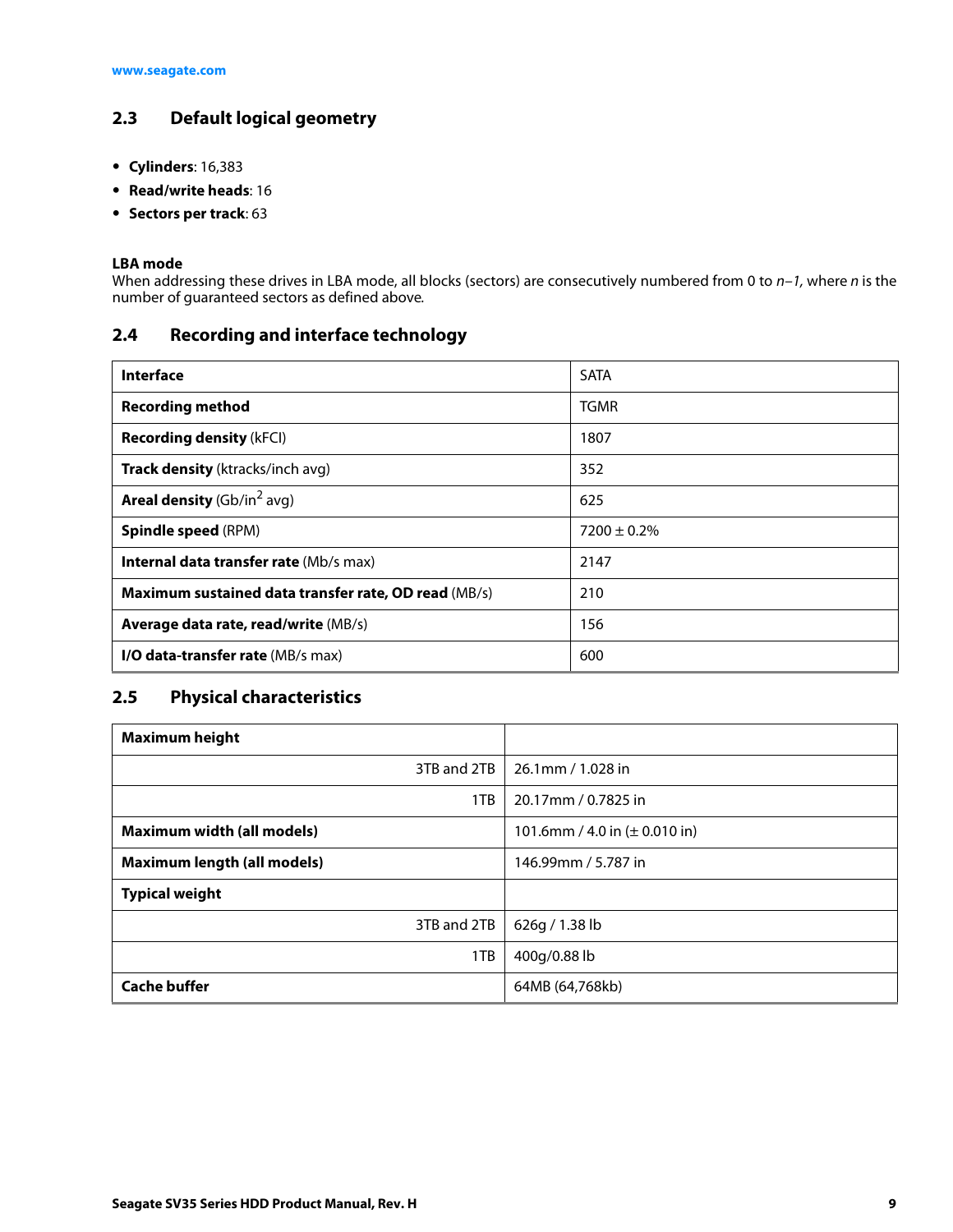## 2.3 Default logical geometry

- **Cylinders**: 16,383
- **Read/write heads**: 16
- **Sectors per track**: 63

**LBA mode**

When addressing these drives in LBA mode, all blocks (sectors) are consecutively numbered from 0 to *n–1,* where *n* is the number of guaranteed sectors as defined above.

## 2.4 Recording and interface technology

| | |
|---|---|
| **Interface** | SATA |
| **Recording method** | TGMR |
| **Recording density** (kFCI) | 1807 |
| **Track density** (ktracks/inch avg) | 352 |
| **Areal density** (Gb/in$^2$ avg) | 625 |
| **Spindle speed** (RPM) | 7200 ± 0.2% |
| **Internal data transfer rate** (Mb/s max) | 2147 |
| **Maximum sustained data transfer rate, OD read** (MB/s) | 210 |
| **Average data rate, read/write** (MB/s) | 156 |
| **I/O data-transfer rate** (MB/s max) | 600 |

## 2.5 Physical characteristics

| | |
|---|---|
| **Maximum height** | |
| 3TB and 2TB | 26.1mm / 1.028 in |
| 1TB | 20.17mm / 0.7825 in |
| **Maximum width (all models)** | 101.6mm / 4.0 in (± 0.010 in) |
| **Maximum length (all models)** | 146.99mm / 5.787 in |
| **Typical weight** | |
| 3TB and 2TB | 626g / 1.38 lb |
| 1TB | 400g/0.88 lb |
| **Cache buffer** | 64MB (64,768kb) |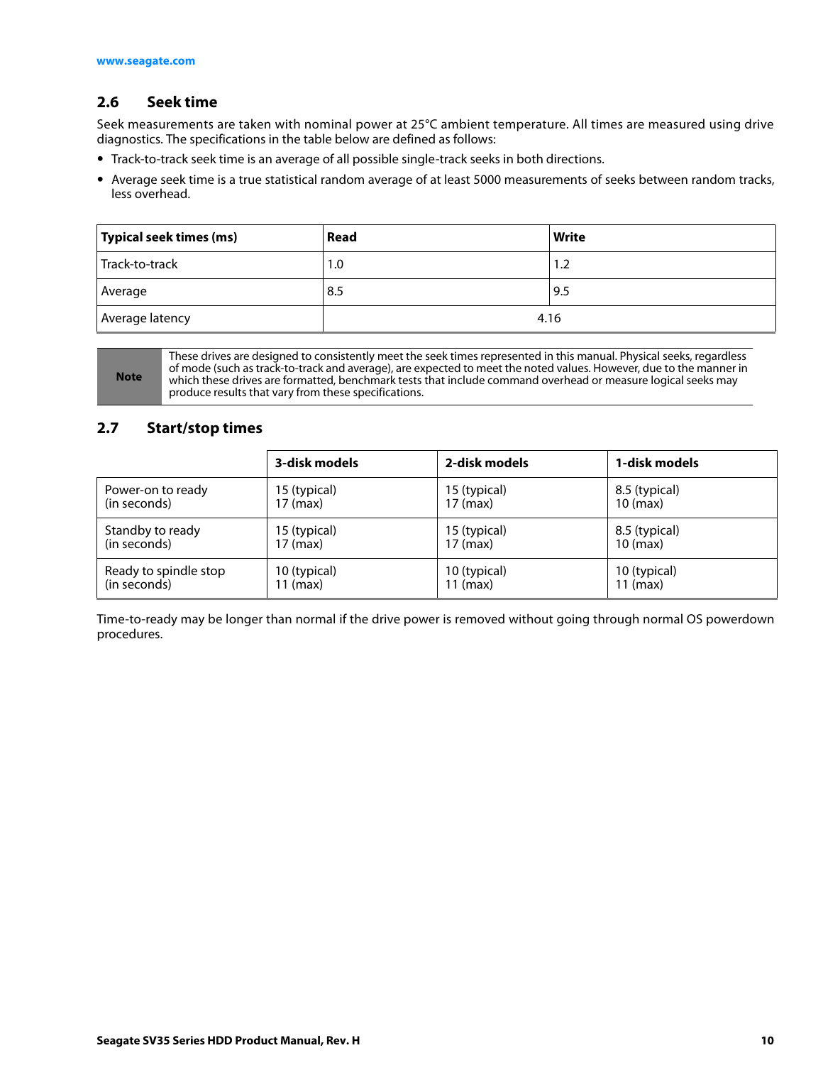## 2.6 Seek time

Seek measurements are taken with nominal power at 25°C ambient temperature. All times are measured using drive diagnostics. The specifications in the table below are defined as follows:

- Track-to-track seek time is an average of all possible single-track seeks in both directions.
- Average seek time is a true statistical random average of at least 5000 measurements of seeks between random tracks, less overhead.

| Typical seek times (ms) | Read | Write |
|---|---|---|
| Track-to-track | 1.0 | 1.2 |
| Average | 8.5 | 9.5 |
| Average latency | 4.16 | |

| Note | These drives are designed to consistently meet the seek times represented in this manual. Physical seeks, regardless of mode (such as track-to-track and average), are expected to meet the noted values. However, due to the manner in which these drives are formatted, benchmark tests that include command overhead or measure logical seeks may produce results that vary from these specifications. |
|---|---|

## 2.7 Start/stop times

| | 3-disk models | 2-disk models | 1-disk models |
|---|---|---|---|
| Power-on to ready (in seconds) | 15 (typical) 17 (max) | 15 (typical) 17 (max) | 8.5 (typical) 10 (max) |
| Standby to ready (in seconds) | 15 (typical) 17 (max) | 15 (typical) 17 (max) | 8.5 (typical) 10 (max) |
| Ready to spindle stop (in seconds) | 10 (typical) 11 (max) | 10 (typical) 11 (max) | 10 (typical) 11 (max) |

Time-to-ready may be longer than normal if the drive power is removed without going through normal OS powerdown procedures.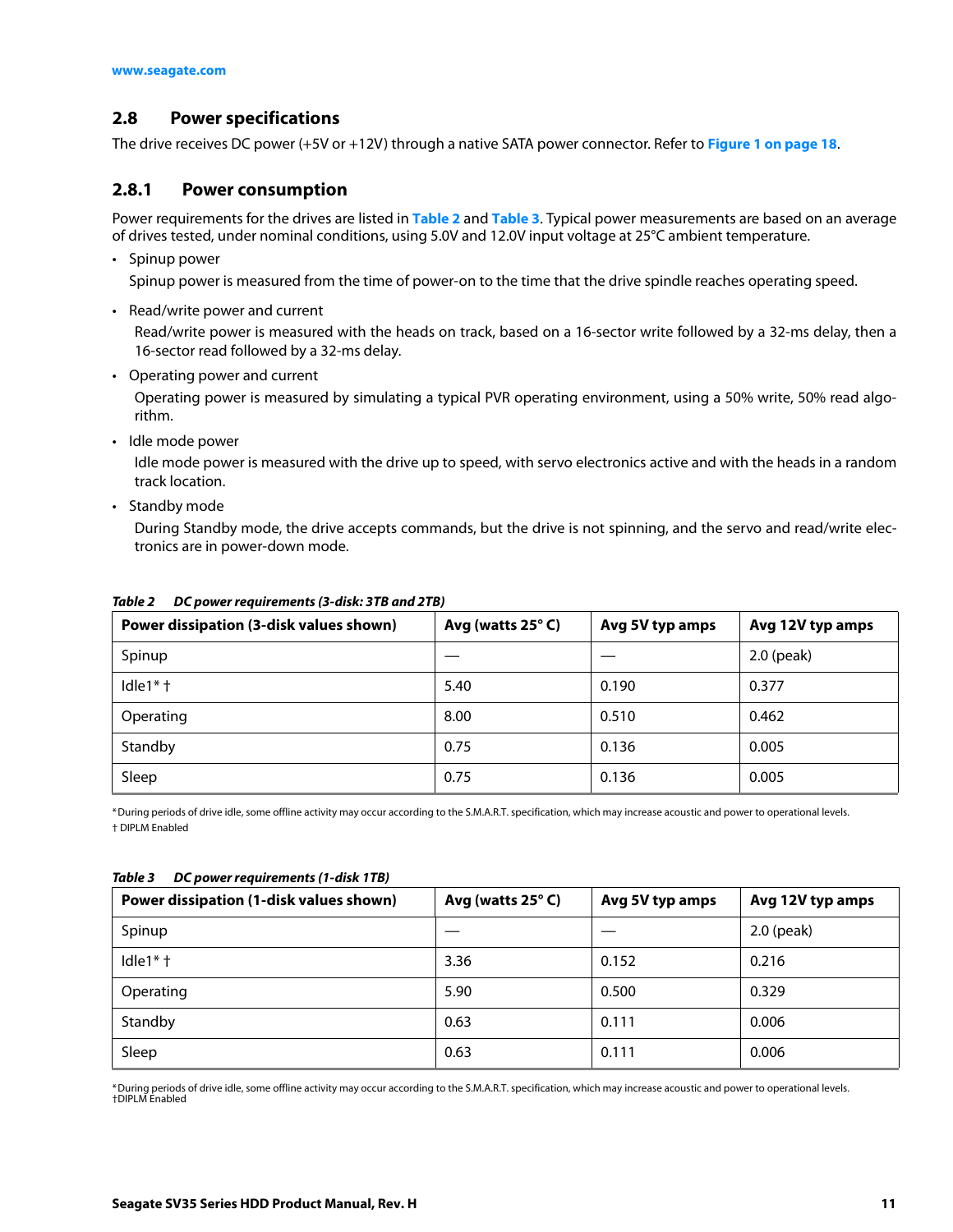## 2.8 Power specifications

The drive receives DC power (+5V or +12V) through a native SATA power connector. Refer to **Figure 1 on page 18**.

### 2.8.1 Power consumption

Power requirements for the drives are listed in **Table 2** and **Table 3**. Typical power measurements are based on an average of drives tested, under nominal conditions, using 5.0V and 12.0V input voltage at 25°C ambient temperature.

- Spinup power

  Spinup power is measured from the time of power-on to the time that the drive spindle reaches operating speed.

- Read/write power and current

  Read/write power is measured with the heads on track, based on a 16-sector write followed by a 32-ms delay, then a 16-sector read followed by a 32-ms delay.

- Operating power and current

  Operating power is measured by simulating a typical PVR operating environment, using a 50% write, 50% read algorithm.

- Idle mode power

  Idle mode power is measured with the drive up to speed, with servo electronics active and with the heads in a random track location.

- Standby mode

  During Standby mode, the drive accepts commands, but the drive is not spinning, and the servo and read/write electronics are in power-down mode.

*Table 2 DC power requirements (3-disk: 3TB and 2TB)*

| Power dissipation (3-disk values shown) | Avg (watts 25° C) | Avg 5V typ amps | Avg 12V typ amps |
|---|---|---|---|
| Spinup | — | — | 2.0 (peak) |
| Idle1* † | 5.40 | 0.190 | 0.377 |
| Operating | 8.00 | 0.510 | 0.462 |
| Standby | 0.75 | 0.136 | 0.005 |
| Sleep | 0.75 | 0.136 | 0.005 |

*During periods of drive idle, some offline activity may occur according to the S.M.A.R.T. specification, which may increase acoustic and power to operational levels.
† DIPLM Enabled

*Table 3 DC power requirements (1-disk 1TB)*

| Power dissipation (1-disk values shown) | Avg (watts 25° C) | Avg 5V typ amps | Avg 12V typ amps |
|---|---|---|---|
| Spinup | — | — | 2.0 (peak) |
| Idle1* † | 3.36 | 0.152 | 0.216 |
| Operating | 5.90 | 0.500 | 0.329 |
| Standby | 0.63 | 0.111 | 0.006 |
| Sleep | 0.63 | 0.111 | 0.006 |

*During periods of drive idle, some offline activity may occur according to the S.M.A.R.T. specification, which may increase acoustic and power to operational levels.
†DIPLM Enabled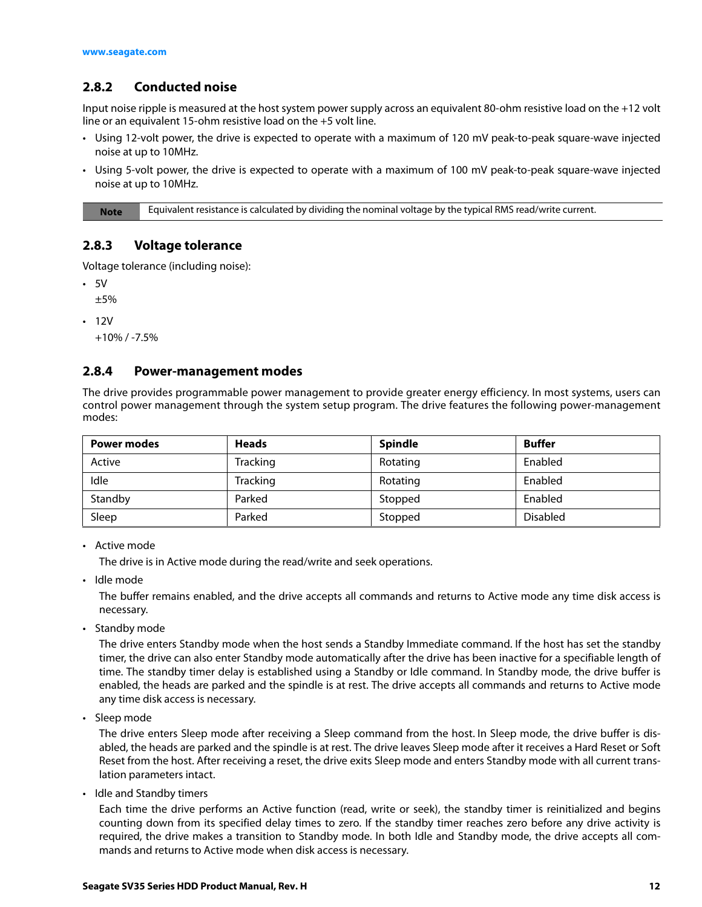### 2.8.2 Conducted noise

Input noise ripple is measured at the host system power supply across an equivalent 80-ohm resistive load on the +12 volt line or an equivalent 15-ohm resistive load on the +5 volt line.

- Using 12-volt power, the drive is expected to operate with a maximum of 120 mV peak-to-peak square-wave injected noise at up to 10MHz.
- Using 5-volt power, the drive is expected to operate with a maximum of 100 mV peak-to-peak square-wave injected noise at up to 10MHz.

| **Note** | Equivalent resistance is calculated by dividing the nominal voltage by the typical RMS read/write current. |
|---|---|

### 2.8.3 Voltage tolerance

Voltage tolerance (including noise):

- 5V

  ±5%

- 12V

  +10% / -7.5%

### 2.8.4 Power-management modes

The drive provides programmable power management to provide greater energy efficiency. In most systems, users can control power management through the system setup program. The drive features the following power-management modes:

| **Power modes** | **Heads** | **Spindle** | **Buffer** |
|---|---|---|---|
| Active | Tracking | Rotating | Enabled |
| Idle | Tracking | Rotating | Enabled |
| Standby | Parked | Stopped | Enabled |
| Sleep | Parked | Stopped | Disabled |

- Active mode

  The drive is in Active mode during the read/write and seek operations.

- Idle mode

  The buffer remains enabled, and the drive accepts all commands and returns to Active mode any time disk access is necessary.

- Standby mode

  The drive enters Standby mode when the host sends a Standby Immediate command. If the host has set the standby timer, the drive can also enter Standby mode automatically after the drive has been inactive for a specifiable length of time. The standby timer delay is established using a Standby or Idle command. In Standby mode, the drive buffer is enabled, the heads are parked and the spindle is at rest. The drive accepts all commands and returns to Active mode any time disk access is necessary.

- Sleep mode

  The drive enters Sleep mode after receiving a Sleep command from the host. In Sleep mode, the drive buffer is disabled, the heads are parked and the spindle is at rest. The drive leaves Sleep mode after it receives a Hard Reset or Soft Reset from the host. After receiving a reset, the drive exits Sleep mode and enters Standby mode with all current translation parameters intact.

- Idle and Standby timers

  Each time the drive performs an Active function (read, write or seek), the standby timer is reinitialized and begins counting down from its specified delay times to zero. If the standby timer reaches zero before any drive activity is required, the drive makes a transition to Standby mode. In both Idle and Standby mode, the drive accepts all commands and returns to Active mode when disk access is necessary.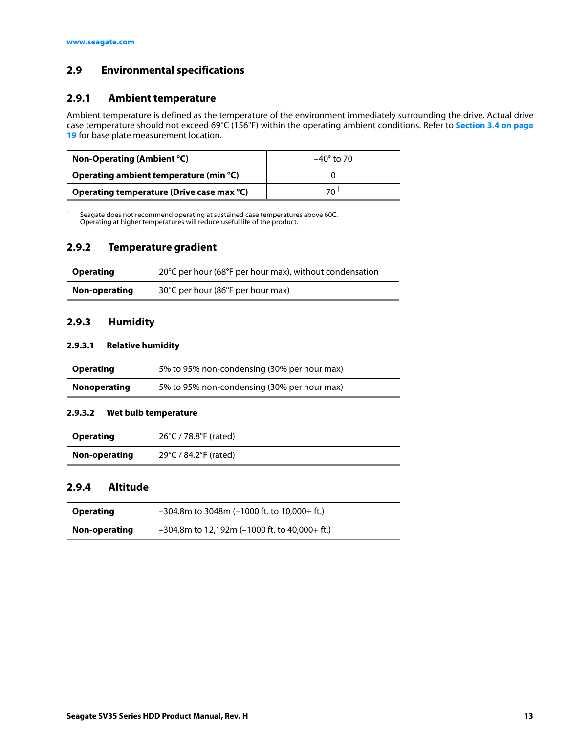## 2.9 Environmental specifications

### 2.9.1 Ambient temperature

Ambient temperature is defined as the temperature of the environment immediately surrounding the drive. Actual drive case temperature should not exceed 69°C (156°F) within the operating ambient conditions. Refer to **Section 3.4 on page 19** for base plate measurement location.

| | |
|---|---|
| **Non-Operating (Ambient °C)** | –40° to 70 |
| **Operating ambient temperature (min °C)** | 0 |
| **Operating temperature (Drive case max °C)** | 70 † |

† Seagate does not recommend operating at sustained case temperatures above 60C. Operating at higher temperatures will reduce useful life of the product.

### 2.9.2 Temperature gradient

| | |
|---|---|
| **Operating** | 20°C per hour (68°F per hour max), without condensation |
| **Non-operating** | 30°C per hour (86°F per hour max) |

### 2.9.3 Humidity

#### 2.9.3.1 Relative humidity

| | |
|---|---|
| **Operating** | 5% to 95% non-condensing (30% per hour max) |
| **Nonoperating** | 5% to 95% non-condensing (30% per hour max) |

#### 2.9.3.2 Wet bulb temperature

| | |
|---|---|
| **Operating** | 26°C / 78.8°F (rated) |
| **Non-operating** | 29°C / 84.2°F (rated) |

### 2.9.4 Altitude

| | |
|---|---|
| **Operating** | –304.8m to 3048m (–1000 ft. to 10,000+ ft.) |
| **Non-operating** | –304.8m to 12,192m (–1000 ft. to 40,000+ ft.) |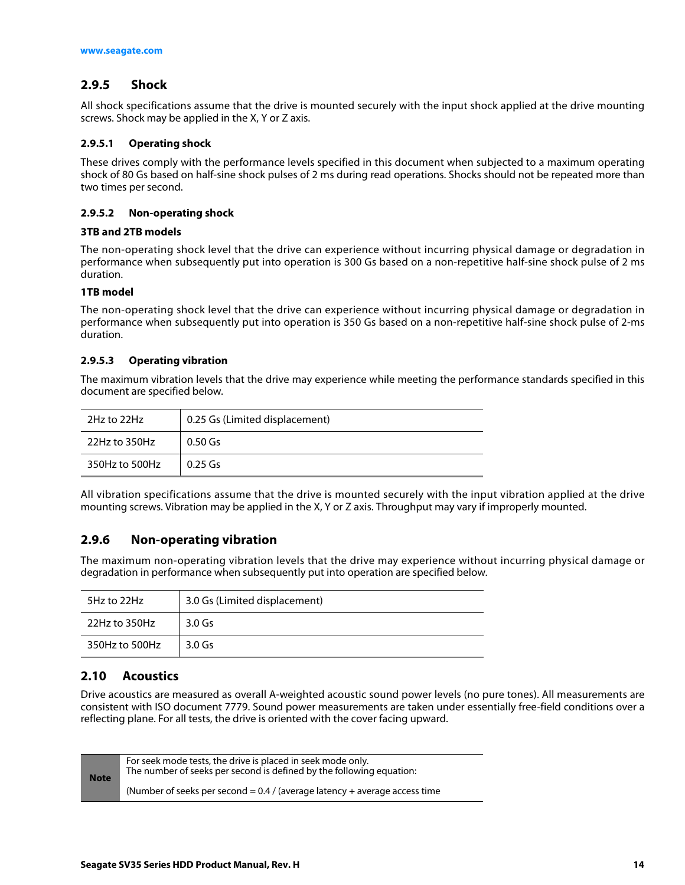### 2.9.5 Shock

All shock specifications assume that the drive is mounted securely with the input shock applied at the drive mounting screws. Shock may be applied in the X, Y or Z axis.

#### 2.9.5.1 Operating shock

These drives comply with the performance levels specified in this document when subjected to a maximum operating shock of 80 Gs based on half-sine shock pulses of 2 ms during read operations. Shocks should not be repeated more than two times per second.

#### 2.9.5.2 Non-operating shock

**3TB and 2TB models**

The non-operating shock level that the drive can experience without incurring physical damage or degradation in performance when subsequently put into operation is 300 Gs based on a non-repetitive half-sine shock pulse of 2 ms duration.

**1TB model**

The non-operating shock level that the drive can experience without incurring physical damage or degradation in performance when subsequently put into operation is 350 Gs based on a non-repetitive half-sine shock pulse of 2-ms duration.

#### 2.9.5.3 Operating vibration

The maximum vibration levels that the drive may experience while meeting the performance standards specified in this document are specified below.

| | |
|---|---|
| 2Hz to 22Hz | 0.25 Gs (Limited displacement) |
| 22Hz to 350Hz | 0.50 Gs |
| 350Hz to 500Hz | 0.25 Gs |

All vibration specifications assume that the drive is mounted securely with the input vibration applied at the drive mounting screws. Vibration may be applied in the X, Y or Z axis. Throughput may vary if improperly mounted.

### 2.9.6 Non-operating vibration

The maximum non-operating vibration levels that the drive may experience without incurring physical damage or degradation in performance when subsequently put into operation are specified below.

| | |
|---|---|
| 5Hz to 22Hz | 3.0 Gs (Limited displacement) |
| 22Hz to 350Hz | 3.0 Gs |
| 350Hz to 500Hz | 3.0 Gs |

## 2.10 Acoustics

Drive acoustics are measured as overall A-weighted acoustic sound power levels (no pure tones). All measurements are consistent with ISO document 7779. Sound power measurements are taken under essentially free-field conditions over a reflecting plane. For all tests, the drive is oriented with the cover facing upward.

| | |
|---|---|
| **Note** | For seek mode tests, the drive is placed in seek mode only.<br>The number of seeks per second is defined by the following equation:<br><br>(Number of seeks per second = 0.4 / (average latency + average access time |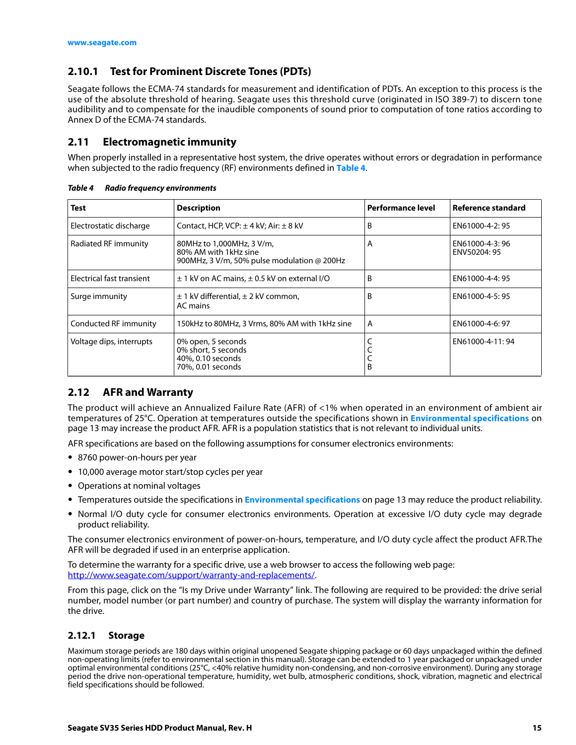### 2.10.1 Test for Prominent Discrete Tones (PDTs)

Seagate follows the ECMA-74 standards for measurement and identification of PDTs. An exception to this process is the use of the absolute threshold of hearing. Seagate uses this threshold curve (originated in ISO 389-7) to discern tone audibility and to compensate for the inaudible components of sound prior to computation of tone ratios according to Annex D of the ECMA-74 standards.

## 2.11 Electromagnetic immunity

When properly installed in a representative host system, the drive operates without errors or degradation in performance when subjected to the radio frequency (RF) environments defined in **Table 4**.

***Table 4 Radio frequency environments***

| Test | Description | Performance level | Reference standard |
|---|---|---|---|
| Electrostatic discharge | Contact, HCP, VCP: ± 4 kV; Air: ± 8 kV | B | EN61000-4-2: 95 |
| Radiated RF immunity | 80MHz to 1,000MHz, 3 V/m,<br>80% AM with 1kHz sine<br>900MHz, 3 V/m, 50% pulse modulation @ 200Hz | A | EN61000-4-3: 96<br>ENV50204: 95 |
| Electrical fast transient | ± 1 kV on AC mains, ± 0.5 kV on external I/O | B | EN61000-4-4: 95 |
| Surge immunity | ± 1 kV differential, ± 2 kV common,<br>AC mains | B | EN61000-4-5: 95 |
| Conducted RF immunity | 150kHz to 80MHz, 3 Vrms, 80% AM with 1kHz sine | A | EN61000-4-6: 97 |
| Voltage dips, interrupts | 0% open, 5 seconds<br>0% short, 5 seconds<br>40%, 0.10 seconds<br>70%, 0.01 seconds | C<br>C<br>C<br>B | EN61000-4-11: 94 |

## 2.12 AFR and Warranty

The product will achieve an Annualized Failure Rate (AFR) of <1% when operated in an environment of ambient air temperatures of 25°C. Operation at temperatures outside the specifications shown in **Environmental specifications** on page 13 may increase the product AFR. AFR is a population statistics that is not relevant to individual units.

AFR specifications are based on the following assumptions for consumer electronics environments:

- 8760 power-on-hours per year
- 10,000 average motor start/stop cycles per year
- Operations at nominal voltages
- Temperatures outside the specifications in **Environmental specifications** on page 13 may reduce the product reliability.
- Normal I/O duty cycle for consumer electronics environments. Operation at excessive I/O duty cycle may degrade product reliability.

The consumer electronics environment of power-on-hours, temperature, and I/O duty cycle affect the product AFR.The AFR will be degraded if used in an enterprise application.

To determine the warranty for a specific drive, use a web browser to access the following web page: http://www.seagate.com/support/warranty-and-replacements/.

From this page, click on the "Is my Drive under Warranty" link. The following are required to be provided: the drive serial number, model number (or part number) and country of purchase. The system will display the warranty information for the drive.

### 2.12.1 Storage

Maximum storage periods are 180 days within original unopened Seagate shipping package or 60 days unpackaged within the defined non-operating limits (refer to environmental section in this manual). Storage can be extended to 1 year packaged or unpackaged under optimal environmental conditions (25°C, <40% relative humidity non-condensing, and non-corrosive environment). During any storage period the drive non-operational temperature, humidity, wet bulb, atmospheric conditions, shock, vibration, magnetic and electrical field specifications should be followed.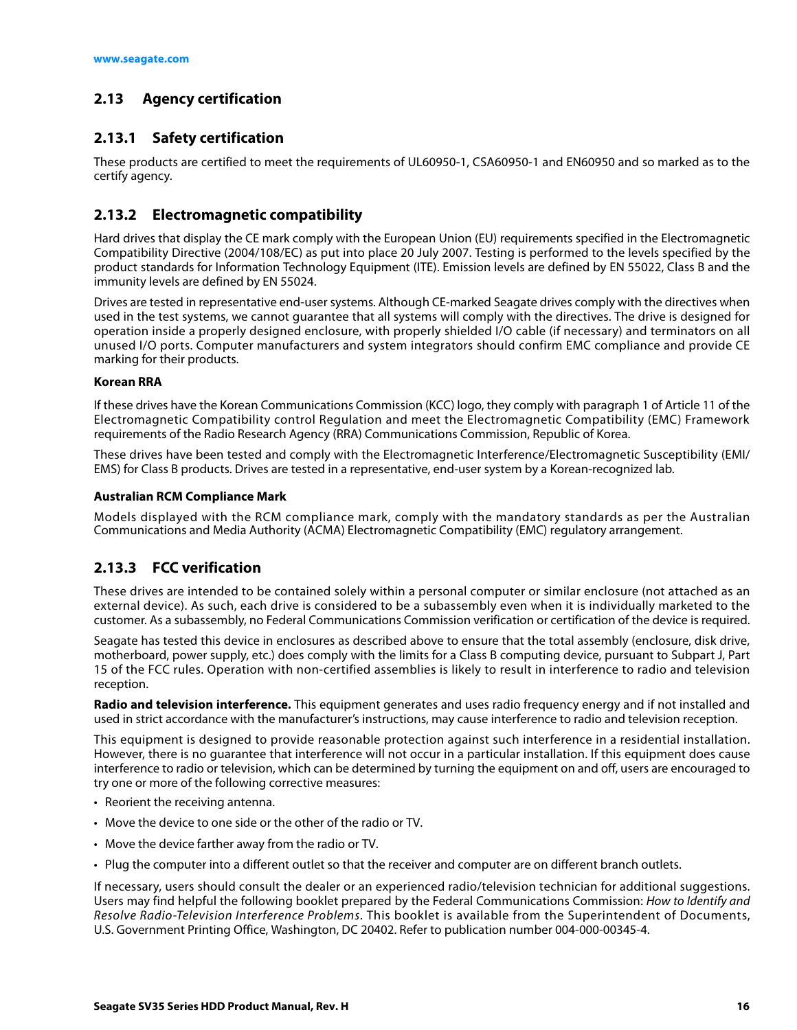## 2.13 Agency certification

### 2.13.1 Safety certification

These products are certified to meet the requirements of UL60950-1, CSA60950-1 and EN60950 and so marked as to the certify agency.

### 2.13.2 Electromagnetic compatibility

Hard drives that display the CE mark comply with the European Union (EU) requirements specified in the Electromagnetic Compatibility Directive (2004/108/EC) as put into place 20 July 2007. Testing is performed to the levels specified by the product standards for Information Technology Equipment (ITE). Emission levels are defined by EN 55022, Class B and the immunity levels are defined by EN 55024.

Drives are tested in representative end-user systems. Although CE-marked Seagate drives comply with the directives when used in the test systems, we cannot guarantee that all systems will comply with the directives. The drive is designed for operation inside a properly designed enclosure, with properly shielded I/O cable (if necessary) and terminators on all unused I/O ports. Computer manufacturers and system integrators should confirm EMC compliance and provide CE marking for their products.

**Korean RRA**

If these drives have the Korean Communications Commission (KCC) logo, they comply with paragraph 1 of Article 11 of the Electromagnetic Compatibility control Regulation and meet the Electromagnetic Compatibility (EMC) Framework requirements of the Radio Research Agency (RRA) Communications Commission, Republic of Korea.

These drives have been tested and comply with the Electromagnetic Interference/Electromagnetic Susceptibility (EMI/EMS) for Class B products. Drives are tested in a representative, end-user system by a Korean-recognized lab.

**Australian RCM Compliance Mark**

Models displayed with the RCM compliance mark, comply with the mandatory standards as per the Australian Communications and Media Authority (ACMA) Electromagnetic Compatibility (EMC) regulatory arrangement.

### 2.13.3 FCC verification

These drives are intended to be contained solely within a personal computer or similar enclosure (not attached as an external device). As such, each drive is considered to be a subassembly even when it is individually marketed to the customer. As a subassembly, no Federal Communications Commission verification or certification of the device is required.

Seagate has tested this device in enclosures as described above to ensure that the total assembly (enclosure, disk drive, motherboard, power supply, etc.) does comply with the limits for a Class B computing device, pursuant to Subpart J, Part 15 of the FCC rules. Operation with non-certified assemblies is likely to result in interference to radio and television reception.

**Radio and television interference.** This equipment generates and uses radio frequency energy and if not installed and used in strict accordance with the manufacturer's instructions, may cause interference to radio and television reception.

This equipment is designed to provide reasonable protection against such interference in a residential installation. However, there is no guarantee that interference will not occur in a particular installation. If this equipment does cause interference to radio or television, which can be determined by turning the equipment on and off, users are encouraged to try one or more of the following corrective measures:

- Reorient the receiving antenna.
- Move the device to one side or the other of the radio or TV.
- Move the device farther away from the radio or TV.
- Plug the computer into a different outlet so that the receiver and computer are on different branch outlets.

If necessary, users should consult the dealer or an experienced radio/television technician for additional suggestions. Users may find helpful the following booklet prepared by the Federal Communications Commission: *How to Identify and Resolve Radio-Television Interference Problems*. This booklet is available from the Superintendent of Documents, U.S. Government Printing Office, Washington, DC 20402. Refer to publication number 004-000-00345-4.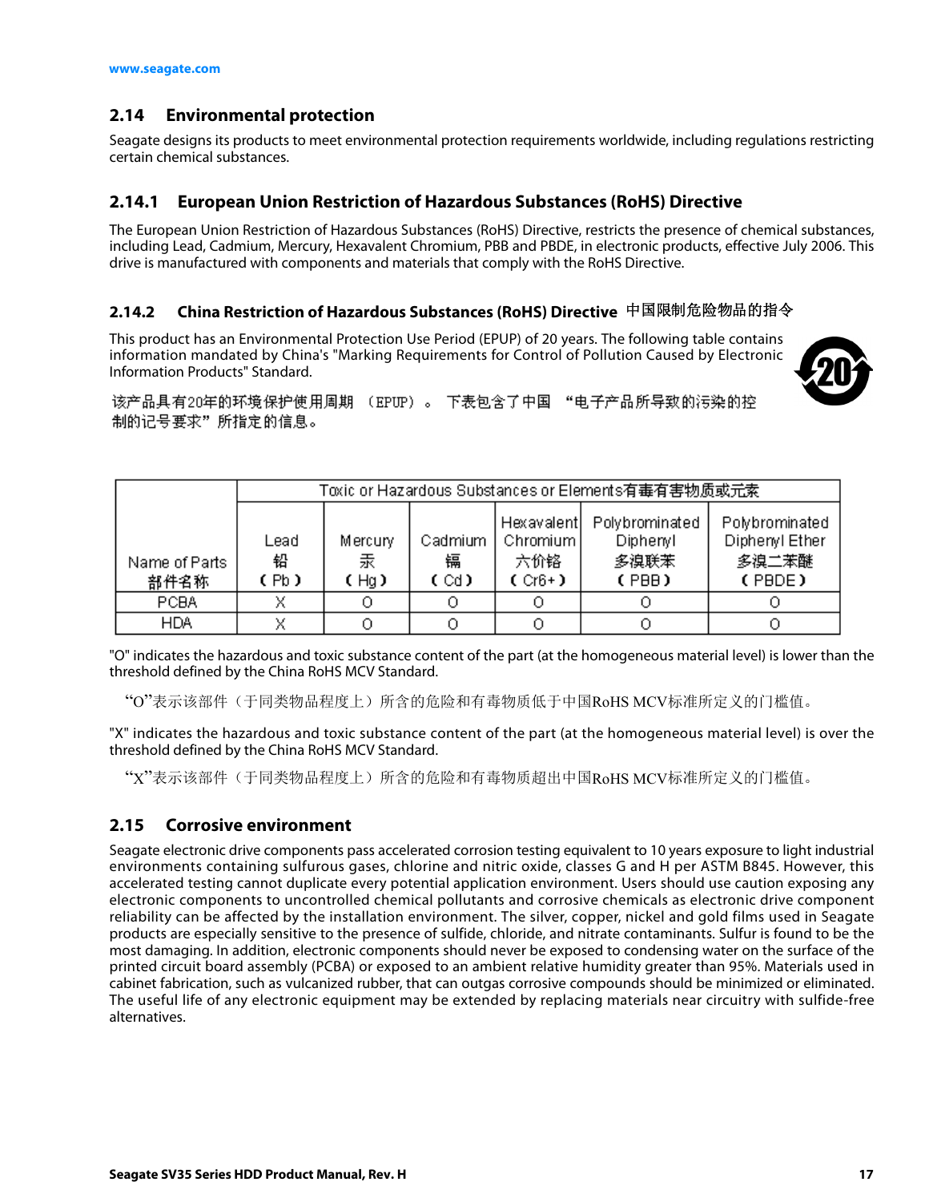## 2.14 Environmental protection

Seagate designs its products to meet environmental protection requirements worldwide, including regulations restricting certain chemical substances.

### 2.14.1 European Union Restriction of Hazardous Substances (RoHS) Directive

The European Union Restriction of Hazardous Substances (RoHS) Directive, restricts the presence of chemical substances, including Lead, Cadmium, Mercury, Hexavalent Chromium, PBB and PBDE, in electronic products, effective July 2006. This drive is manufactured with components and materials that comply with the RoHS Directive.

### 2.14.2 China Restriction of Hazardous Substances (RoHS) Directive 中国限制危险物品的指令

This product has an Environmental Protection Use Period (EPUP) of 20 years. The following table contains information mandated by China's "Marking Requirements for Control of Pollution Caused by Electronic Information Products" Standard.

该产品具有20年的环境保护使用周期 （EPUP）。 下表包含了中国 “电子产品所导致的污染的控制的记号要求”所指定的信息。

| Name of Parts 部件名称 | Toxic or Hazardous Substances or Elements有毒有害物质或元素 | | | | | |
|---|---|---|---|---|---|---|
| | Lead 铅 (Pb) | Mercury 汞 (Hg) | Cadmium 镉 (Cd) | Hexavalent Chromium 六价铬 (Cr6+) | Polybrominated Diphenyl 多溴联苯 (PBB) | Polybrominated Diphenyl Ether 多溴二苯醚 (PBDE) |
| PCBA | X | O | O | O | O | O |
| HDA | X | O | O | O | O | O |

"O" indicates the hazardous and toxic substance content of the part (at the homogeneous material level) is lower than the threshold defined by the China RoHS MCV Standard.

“O”表示该部件（于同类物品程度上）所含的危险和有毒物质低于中国RoHS MCV标准所定义的门槛值。

"X" indicates the hazardous and toxic substance content of the part (at the homogeneous material level) is over the threshold defined by the China RoHS MCV Standard.

“X”表示该部件（于同类物品程度上）所含的危险和有毒物质超出中国RoHS MCV标准所定义的门槛值。

## 2.15 Corrosive environment

Seagate electronic drive components pass accelerated corrosion testing equivalent to 10 years exposure to light industrial environments containing sulfurous gases, chlorine and nitric oxide, classes G and H per ASTM B845. However, this accelerated testing cannot duplicate every potential application environment. Users should use caution exposing any electronic components to uncontrolled chemical pollutants and corrosive chemicals as electronic drive component reliability can be affected by the installation environment. The silver, copper, nickel and gold films used in Seagate products are especially sensitive to the presence of sulfide, chloride, and nitrate contaminants. Sulfur is found to be the most damaging. In addition, electronic components should never be exposed to condensing water on the surface of the printed circuit board assembly (PCBA) or exposed to an ambient relative humidity greater than 95%. Materials used in cabinet fabrication, such as vulcanized rubber, that can outgas corrosive compounds should be minimized or eliminated. The useful life of any electronic equipment may be extended by replacing materials near circuitry with sulfide-free alternatives.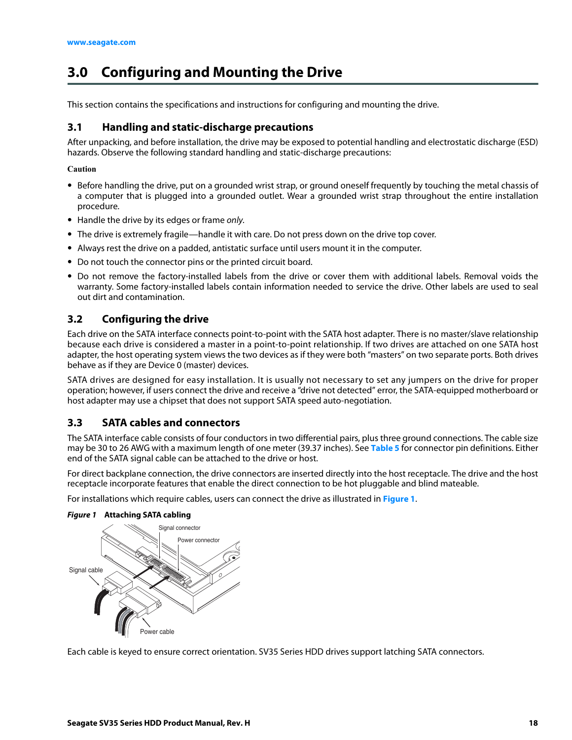# 3.0 Configuring and Mounting the Drive

This section contains the specifications and instructions for configuring and mounting the drive.

## 3.1 Handling and static-discharge precautions

After unpacking, and before installation, the drive may be exposed to potential handling and electrostatic discharge (ESD) hazards. Observe the following standard handling and static-discharge precautions:

**Caution**

- Before handling the drive, put on a grounded wrist strap, or ground oneself frequently by touching the metal chassis of a computer that is plugged into a grounded outlet. Wear a grounded wrist strap throughout the entire installation procedure.
- Handle the drive by its edges or frame *only.*
- The drive is extremely fragile—handle it with care. Do not press down on the drive top cover.
- Always rest the drive on a padded, antistatic surface until users mount it in the computer.
- Do not touch the connector pins or the printed circuit board.
- Do not remove the factory-installed labels from the drive or cover them with additional labels. Removal voids the warranty. Some factory-installed labels contain information needed to service the drive. Other labels are used to seal out dirt and contamination.

## 3.2 Configuring the drive

Each drive on the SATA interface connects point-to-point with the SATA host adapter. There is no master/slave relationship because each drive is considered a master in a point-to-point relationship. If two drives are attached on one SATA host adapter, the host operating system views the two devices as if they were both "masters" on two separate ports. Both drives behave as if they are Device 0 (master) devices.

SATA drives are designed for easy installation. It is usually not necessary to set any jumpers on the drive for proper operation; however, if users connect the drive and receive a "drive not detected" error, the SATA-equipped motherboard or host adapter may use a chipset that does not support SATA speed auto-negotiation.

## 3.3 SATA cables and connectors

The SATA interface cable consists of four conductors in two differential pairs, plus three ground connections. The cable size may be 30 to 26 AWG with a maximum length of one meter (39.37 inches). See **Table 5** for connector pin definitions. Either end of the SATA signal cable can be attached to the drive or host.

For direct backplane connection, the drive connectors are inserted directly into the host receptacle. The drive and the host receptacle incorporate features that enable the direct connection to be hot pluggable and blind mateable.

For installations which require cables, users can connect the drive as illustrated in **Figure 1**.

***Figure 1*** **Attaching SATA cabling**

Signal connector

Power connector

Signal cable

Power cable

Each cable is keyed to ensure correct orientation. SV35 Series HDD drives support latching SATA connectors.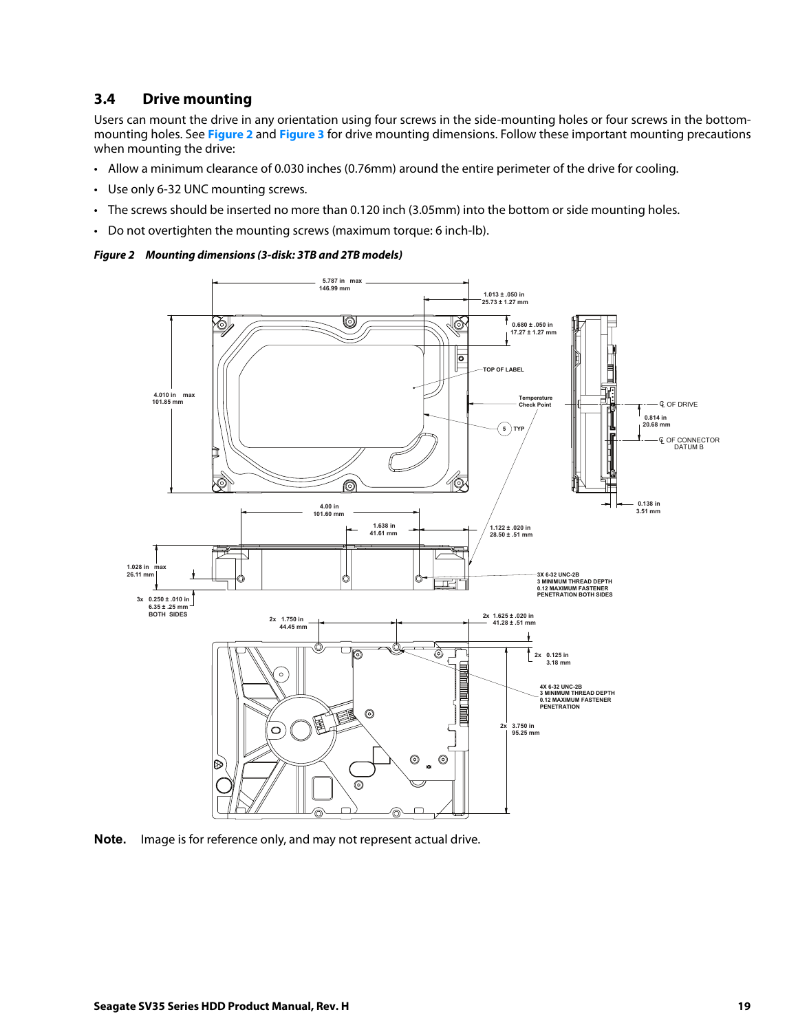## 3.4 Drive mounting

Users can mount the drive in any orientation using four screws in the side-mounting holes or four screws in the bottom-mounting holes. See **Figure 2** and **Figure 3** for drive mounting dimensions. Follow these important mounting precautions when mounting the drive:

- Allow a minimum clearance of 0.030 inches (0.76mm) around the entire perimeter of the drive for cooling.
- Use only 6-32 UNC mounting screws.
- The screws should be inserted no more than 0.120 inch (3.05mm) into the bottom or side mounting holes.
- Do not overtighten the mounting screws (maximum torque: 6 inch-lb).

***Figure 2 Mounting dimensions (3-disk: 3TB and 2TB models)***

**Note.** Image is for reference only, and may not represent actual drive.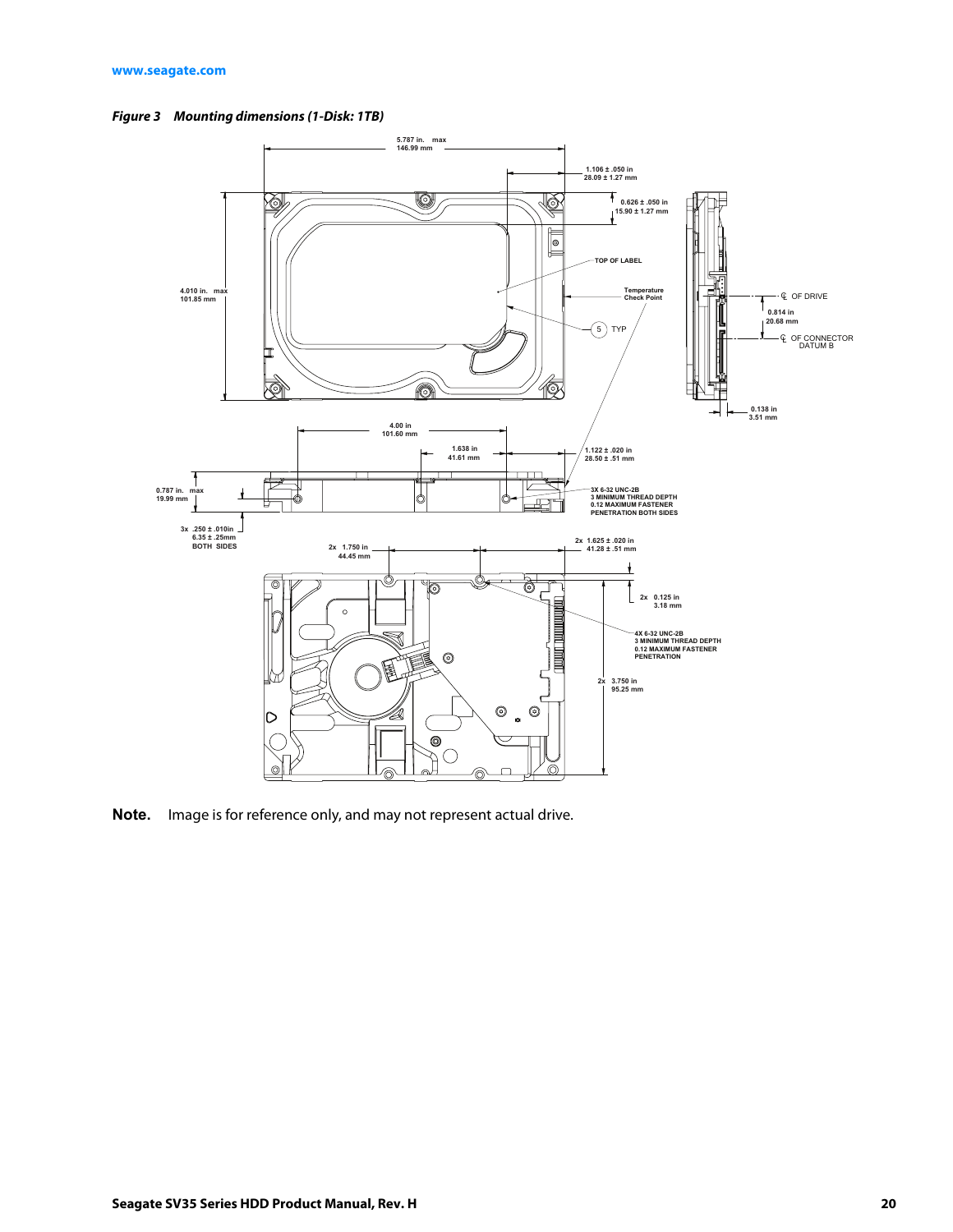*Figure 3 Mounting dimensions (1-Disk: 1TB)*

5.787 in. max
146.99 mm

1.106 ± .050 in
28.09 ± 1.27 mm

0.626 ± .050 in
15.90 ± 1.27 mm

TOP OF LABEL

4.010 in. max
101.85 mm

Temperature
Check Point

5 TYP

℄ OF DRIVE

0.814 in
20.68 mm

℄ OF CONNECTOR
DATUM B

0.138 in
3.51 mm

4.00 in
101.60 mm

1.638 in
41.61 mm

1.122 ± .020 in
28.50 ± .51 mm

0.787 in. max
19.99 mm

3X 6-32 UNC-2B
3 MINIMUM THREAD DEPTH
0.12 MAXIMUM FASTENER
PENETRATION BOTH SIDES

3x .250 ± .010in
6.35 ± .25mm
BOTH SIDES

2x 1.750 in
44.45 mm

2x 1.625 ± .020 in
41.28 ± .51 mm

2x 0.125 in
3.18 mm

4X 6-32 UNC-2B
3 MINIMUM THREAD DEPTH
0.12 MAXIMUM FASTENER
PENETRATION

2x 3.750 in
95.25 mm

**Note.** Image is for reference only, and may not represent actual drive.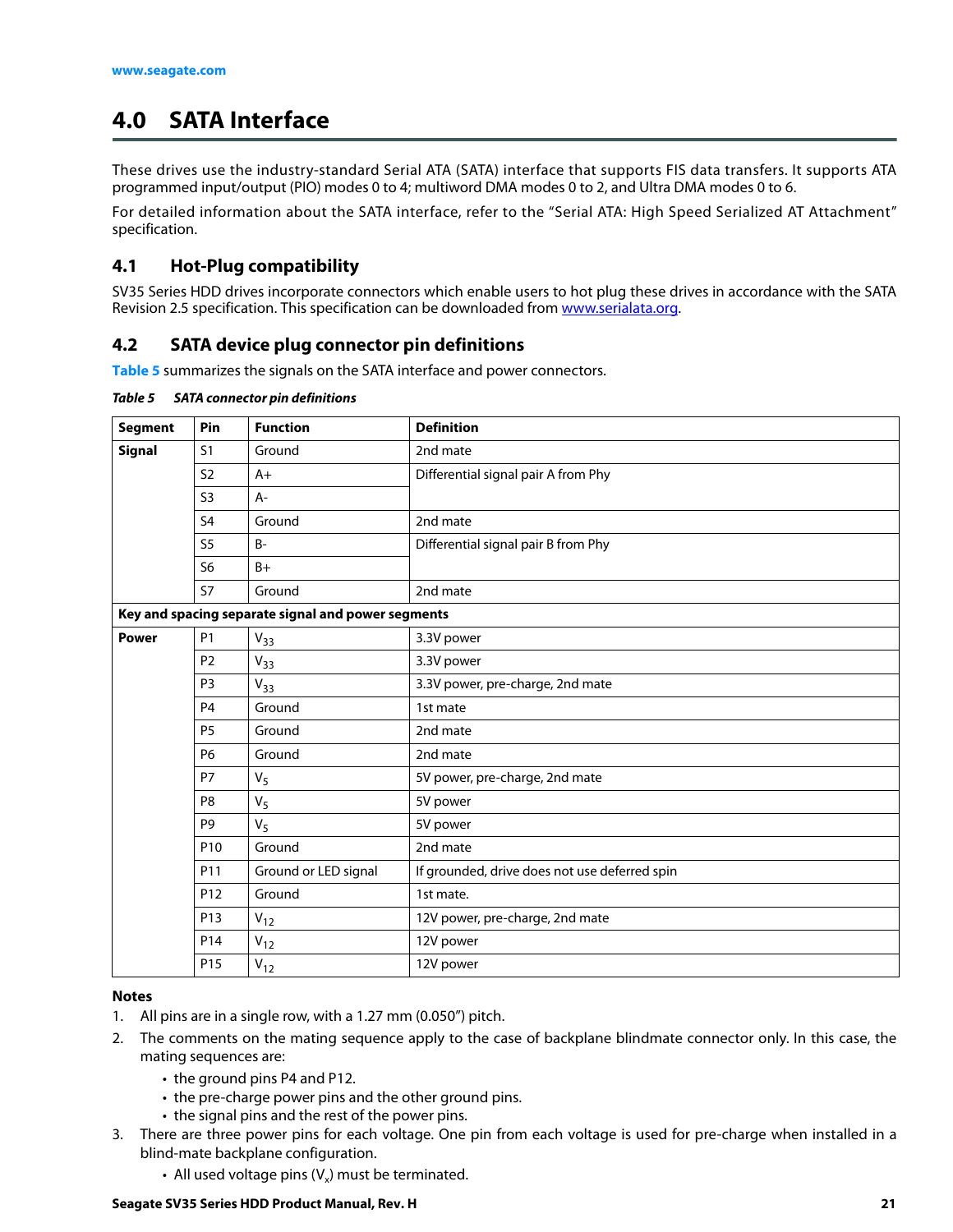# 4.0 SATA Interface

These drives use the industry-standard Serial ATA (SATA) interface that supports FIS data transfers. It supports ATA programmed input/output (PIO) modes 0 to 4; multiword DMA modes 0 to 2, and Ultra DMA modes 0 to 6.

For detailed information about the SATA interface, refer to the "Serial ATA: High Speed Serialized AT Attachment" specification.

## 4.1 Hot-Plug compatibility

SV35 Series HDD drives incorporate connectors which enable users to hot plug these drives in accordance with the SATA Revision 2.5 specification. This specification can be downloaded from www.serialata.org.

## 4.2 SATA device plug connector pin definitions

Table 5 summarizes the signals on the SATA interface and power connectors.

***Table 5 SATA connector pin definitions***

| Segment | Pin | Function | Definition |
|---|---|---|---|
| **Signal** | S1 | Ground | 2nd mate |
| | S2 | A+ | Differential signal pair A from Phy |
| | S3 | A- | |
| | S4 | Ground | 2nd mate |
| | S5 | B- | Differential signal pair B from Phy |
| | S6 | B+ | |
| | S7 | Ground | 2nd mate |
| **Key and spacing separate signal and power segments** | | | |
| **Power** | P1 | $V_{33}$ | 3.3V power |
| | P2 | $V_{33}$ | 3.3V power |
| | P3 | $V_{33}$ | 3.3V power, pre-charge, 2nd mate |
| | P4 | Ground | 1st mate |
| | P5 | Ground | 2nd mate |
| | P6 | Ground | 2nd mate |
| | P7 | $V_5$ | 5V power, pre-charge, 2nd mate |
| | P8 | $V_5$ | 5V power |
| | P9 | $V_5$ | 5V power |
| | P10 | Ground | 2nd mate |
| | P11 | Ground or LED signal | If grounded, drive does not use deferred spin |
| | P12 | Ground | 1st mate. |
| | P13 | $V_{12}$ | 12V power, pre-charge, 2nd mate |
| | P14 | $V_{12}$ | 12V power |
| | P15 | $V_{12}$ | 12V power |

**Notes**

1. All pins are in a single row, with a 1.27 mm (0.050") pitch.
2. The comments on the mating sequence apply to the case of backplane blindmate connector only. In this case, the mating sequences are:
   - the ground pins P4 and P12.
   - the pre-charge power pins and the other ground pins.
   - the signal pins and the rest of the power pins.
3. There are three power pins for each voltage. One pin from each voltage is used for pre-charge when installed in a blind-mate backplane configuration.
   - All used voltage pins ($V_x$) must be terminated.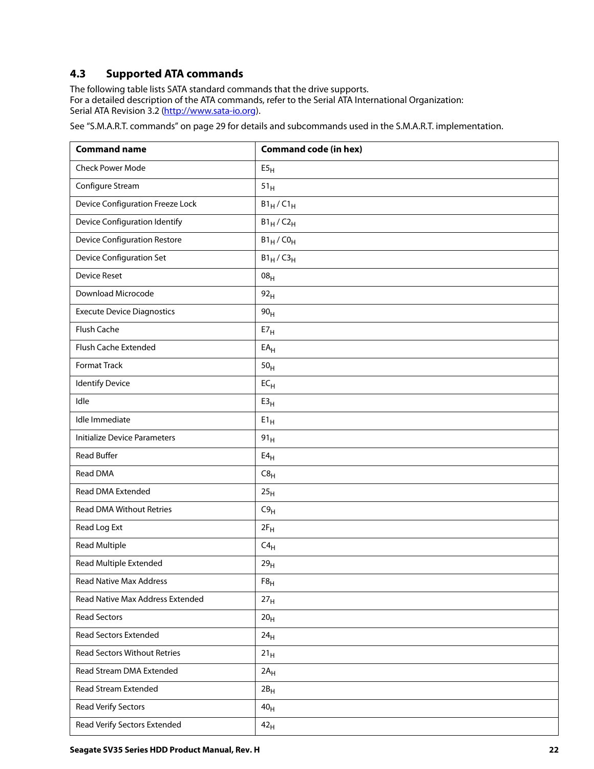## 4.3 Supported ATA commands

The following table lists SATA standard commands that the drive supports.
For a detailed description of the ATA commands, refer to the Serial ATA International Organization:
Serial ATA Revision 3.2 (http://www.sata-io.org).

See "S.M.A.R.T. commands" on page 29 for details and subcommands used in the S.M.A.R.T. implementation.

| Command name | Command code (in hex) |
|---|---|
| Check Power Mode | $E5_H$ |
| Configure Stream | $51_H$ |
| Device Configuration Freeze Lock | $B1_H$ / $C1_H$ |
| Device Configuration Identify | $B1_H$ / $C2_H$ |
| Device Configuration Restore | $B1_H$ / $C0_H$ |
| Device Configuration Set | $B1_H$ / $C3_H$ |
| Device Reset | $08_H$ |
| Download Microcode | $92_H$ |
| Execute Device Diagnostics | $90_H$ |
| Flush Cache | $E7_H$ |
| Flush Cache Extended | $EA_H$ |
| Format Track | $50_H$ |
| Identify Device | $EC_H$ |
| Idle | $E3_H$ |
| Idle Immediate | $E1_H$ |
| Initialize Device Parameters | $91_H$ |
| Read Buffer | $E4_H$ |
| Read DMA | $C8_H$ |
| Read DMA Extended | $25_H$ |
| Read DMA Without Retries | $C9_H$ |
| Read Log Ext | $2F_H$ |
| Read Multiple | $C4_H$ |
| Read Multiple Extended | $29_H$ |
| Read Native Max Address | $F8_H$ |
| Read Native Max Address Extended | $27_H$ |
| Read Sectors | $20_H$ |
| Read Sectors Extended | $24_H$ |
| Read Sectors Without Retries | $21_H$ |
| Read Stream DMA Extended | $2A_H$ |
| Read Stream Extended | $2B_H$ |
| Read Verify Sectors | $40_H$ |
| Read Verify Sectors Extended | $42_H$ |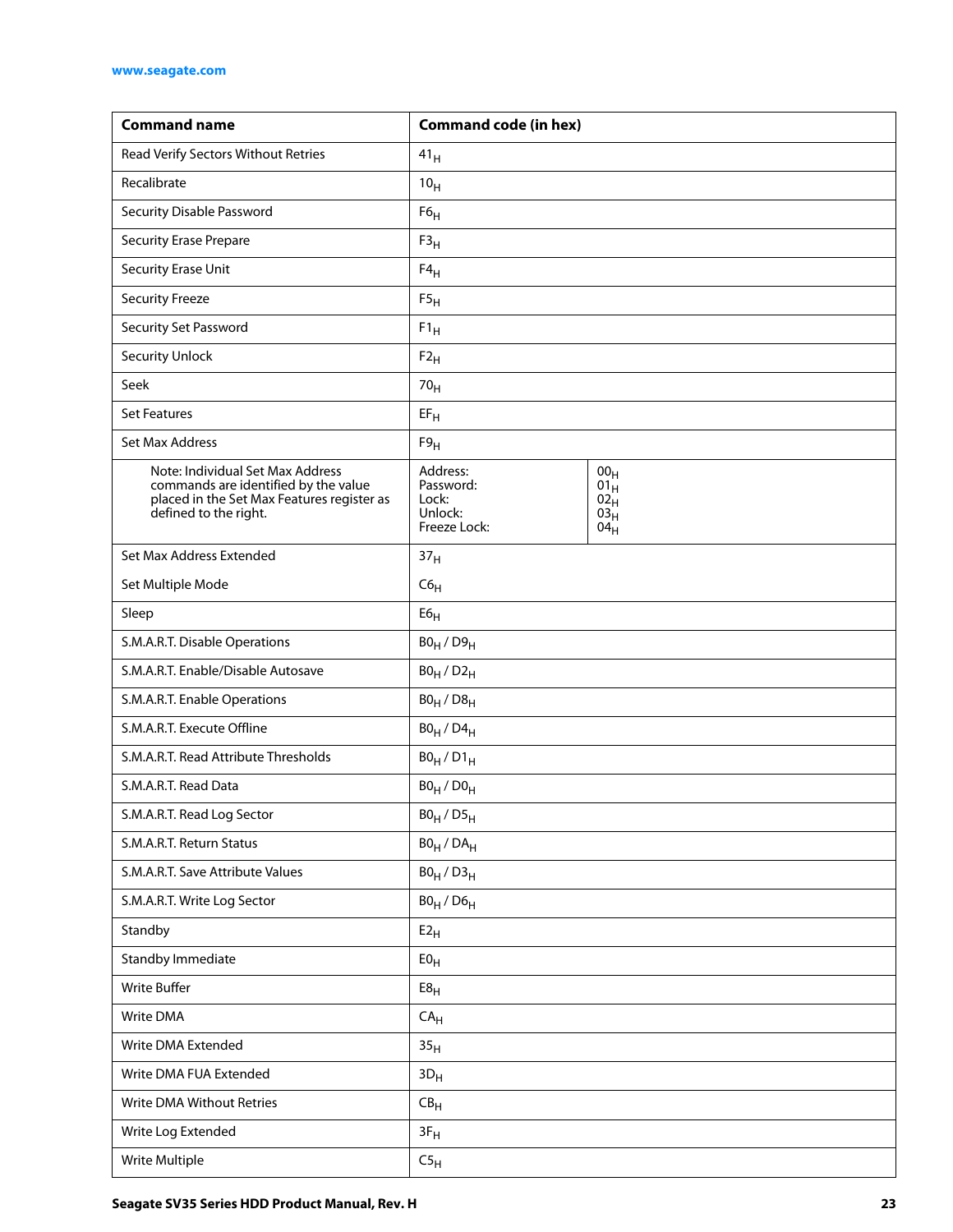| Command name | Command code (in hex) | |
|---|---|---|
| Read Verify Sectors Without Retries | $41_H$ | |
| Recalibrate | $10_H$ | |
| Security Disable Password | $F6_H$ | |
| Security Erase Prepare | $F3_H$ | |
| Security Erase Unit | $F4_H$ | |
| Security Freeze | $F5_H$ | |
| Security Set Password | $F1_H$ | |
| Security Unlock | $F2_H$ | |
| Seek | $70_H$ | |
| Set Features | $EF_H$ | |
| Set Max Address | $F9_H$ | |
| Note: Individual Set Max Address commands are identified by the value placed in the Set Max Features register as defined to the right. | Address:<br>Password:<br>Lock:<br>Unlock:<br>Freeze Lock: | $00_H$<br>$01_H$<br>$02_H$<br>$03_H$<br>$04_H$ |
| Set Max Address Extended | $37_H$ | |
| Set Multiple Mode | $C6_H$ | |
| Sleep | $E6_H$ | |
| S.M.A.R.T. Disable Operations | $B0_H$ / $D9_H$ | |
| S.M.A.R.T. Enable/Disable Autosave | $B0_H$ / $D2_H$ | |
| S.M.A.R.T. Enable Operations | $B0_H$ / $D8_H$ | |
| S.M.A.R.T. Execute Offline | $B0_H$ / $D4_H$ | |
| S.M.A.R.T. Read Attribute Thresholds | $B0_H$ / $D1_H$ | |
| S.M.A.R.T. Read Data | $B0_H$ / $D0_H$ | |
| S.M.A.R.T. Read Log Sector | $B0_H$ / $D5_H$ | |
| S.M.A.R.T. Return Status | $B0_H$ / $DA_H$ | |
| S.M.A.R.T. Save Attribute Values | $B0_H$ / $D3_H$ | |
| S.M.A.R.T. Write Log Sector | $B0_H$ / $D6_H$ | |
| Standby | $E2_H$ | |
| Standby Immediate | $E0_H$ | |
| Write Buffer | $E8_H$ | |
| Write DMA | $CA_H$ | |
| Write DMA Extended | $35_H$ | |
| Write DMA FUA Extended | $3D_H$ | |
| Write DMA Without Retries | $CB_H$ | |
| Write Log Extended | $3F_H$ | |
| Write Multiple | $C5_H$ | |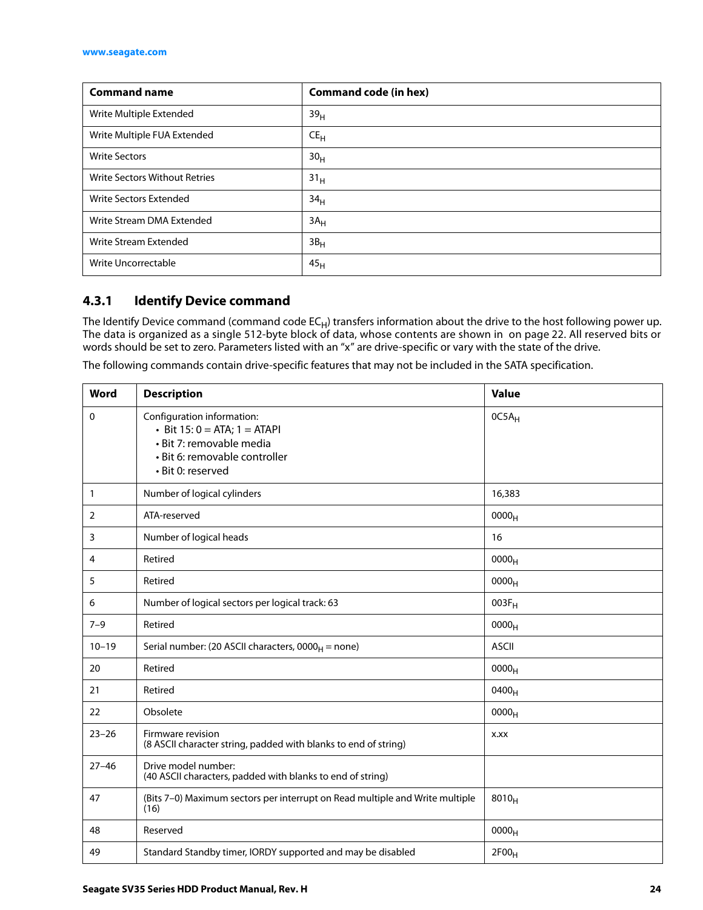| Command name | Command code (in hex) |
|---|---|
| Write Multiple Extended | $39_H$ |
| Write Multiple FUA Extended | $CE_H$ |
| Write Sectors | $30_H$ |
| Write Sectors Without Retries | $31_H$ |
| Write Sectors Extended | $34_H$ |
| Write Stream DMA Extended | $3A_H$ |
| Write Stream Extended | $3B_H$ |
| Write Uncorrectable | $45_H$ |

### 4.3.1 Identify Device command

The Identify Device command (command code $EC_H$) transfers information about the drive to the host following power up. The data is organized as a single 512-byte block of data, whose contents are shown in on page 22. All reserved bits or words should be set to zero. Parameters listed with an "x" are drive-specific or vary with the state of the drive.

The following commands contain drive-specific features that may not be included in the SATA specification.

| Word | Description | Value |
|---|---|---|
| 0 | Configuration information:<br>• Bit 15: 0 = ATA; 1 = ATAPI<br>• Bit 7: removable media<br>• Bit 6: removable controller<br>• Bit 0: reserved | $0C5A_H$ |
| 1 | Number of logical cylinders | 16,383 |
| 2 | ATA-reserved | $0000_H$ |
| 3 | Number of logical heads | 16 |
| 4 | Retired | $0000_H$ |
| 5 | Retired | $0000_H$ |
| 6 | Number of logical sectors per logical track: 63 | $003F_H$ |
| 7–9 | Retired | $0000_H$ |
| 10–19 | Serial number: (20 ASCII characters, $0000_H$ = none) | ASCII |
| 20 | Retired | $0000_H$ |
| 21 | Retired | $0400_H$ |
| 22 | Obsolete | $0000_H$ |
| 23–26 | Firmware revision<br>(8 ASCII character string, padded with blanks to end of string) | x.xx |
| 27–46 | Drive model number:<br>(40 ASCII characters, padded with blanks to end of string) | |
| 47 | (Bits 7–0) Maximum sectors per interrupt on Read multiple and Write multiple (16) | $8010_H$ |
| 48 | Reserved | $0000_H$ |
| 49 | Standard Standby timer, IORDY supported and may be disabled | $2F00_H$ |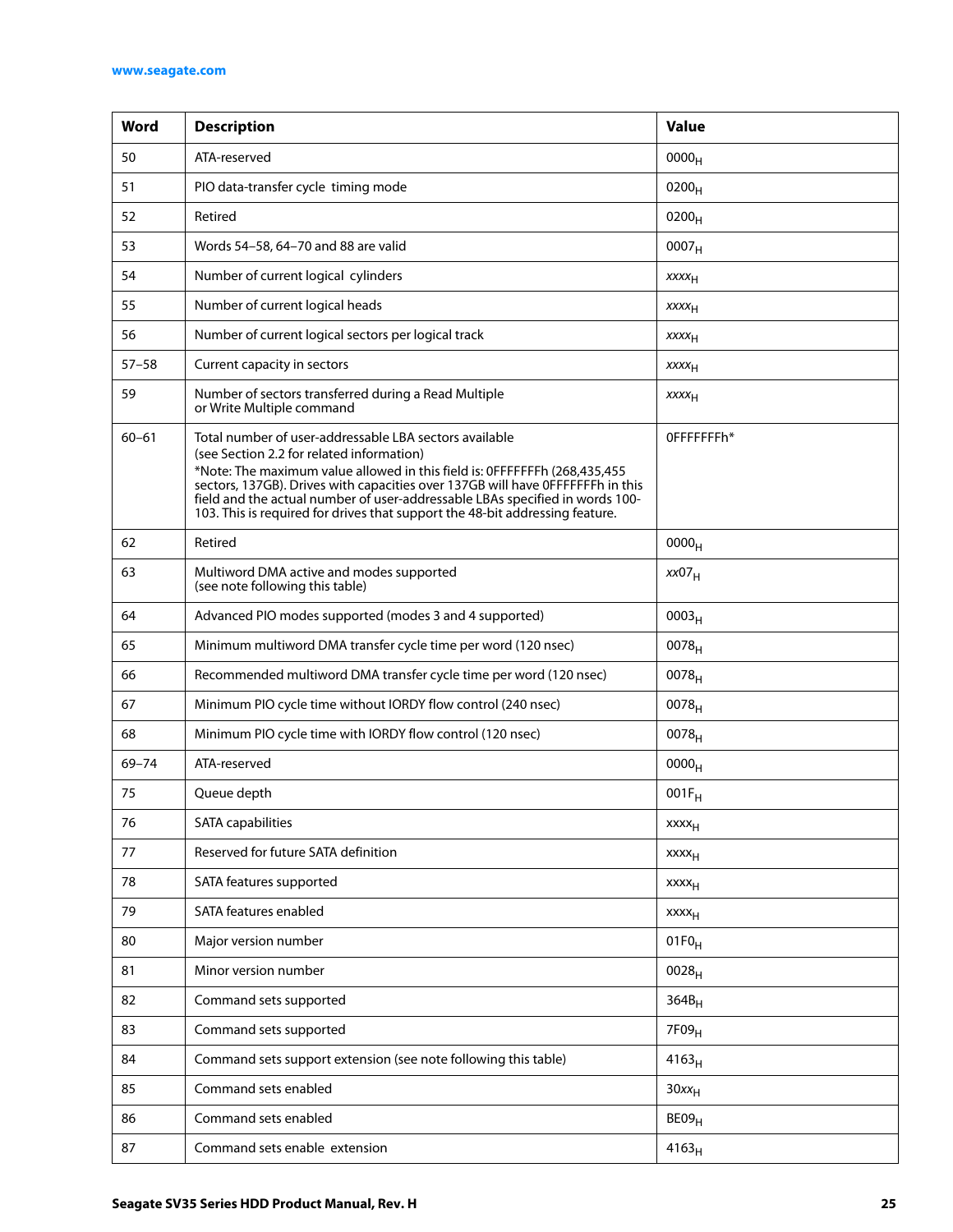| Word | Description | Value |
| --- | --- | --- |
| 50 | ATA-reserved | $0000_H$ |
| 51 | PIO data-transfer cycle timing mode | $0200_H$ |
| 52 | Retired | $0200_H$ |
| 53 | Words 54–58, 64–70 and 88 are valid | $0007_H$ |
| 54 | Number of current logical cylinders | $xxxx_H$ |
| 55 | Number of current logical heads | $xxxx_H$ |
| 56 | Number of current logical sectors per logical track | $xxxx_H$ |
| 57–58 | Current capacity in sectors | $xxxx_H$ |
| 59 | Number of sectors transferred during a Read Multiple or Write Multiple command | $xxxx_H$ |
| 60–61 | Total number of user-addressable LBA sectors available (see Section 2.2 for related information) *Note: The maximum value allowed in this field is: 0FFFFFFFh (268,435,455 sectors, 137GB). Drives with capacities over 137GB will have 0FFFFFFFh in this field and the actual number of user-addressable LBAs specified in words 100-103. This is required for drives that support the 48-bit addressing feature. | 0FFFFFFFh* |
| 62 | Retired | $0000_H$ |
| 63 | Multiword DMA active and modes supported (see note following this table) | $xx07_H$ |
| 64 | Advanced PIO modes supported (modes 3 and 4 supported) | $0003_H$ |
| 65 | Minimum multiword DMA transfer cycle time per word (120 nsec) | $0078_H$ |
| 66 | Recommended multiword DMA transfer cycle time per word (120 nsec) | $0078_H$ |
| 67 | Minimum PIO cycle time without IORDY flow control (240 nsec) | $0078_H$ |
| 68 | Minimum PIO cycle time with IORDY flow control (120 nsec) | $0078_H$ |
| 69–74 | ATA-reserved | $0000_H$ |
| 75 | Queue depth | $001F_H$ |
| 76 | SATA capabilities | $xxxx_H$ |
| 77 | Reserved for future SATA definition | $xxxx_H$ |
| 78 | SATA features supported | $xxxx_H$ |
| 79 | SATA features enabled | $xxxx_H$ |
| 80 | Major version number | $01F0_H$ |
| 81 | Minor version number | $0028_H$ |
| 82 | Command sets supported | $364B_H$ |
| 83 | Command sets supported | $7F09_H$ |
| 84 | Command sets support extension (see note following this table) | $4163_H$ |
| 85 | Command sets enabled | $30xx_H$ |
| 86 | Command sets enabled | $BE09_H$ |
| 87 | Command sets enable extension | $4163_H$ |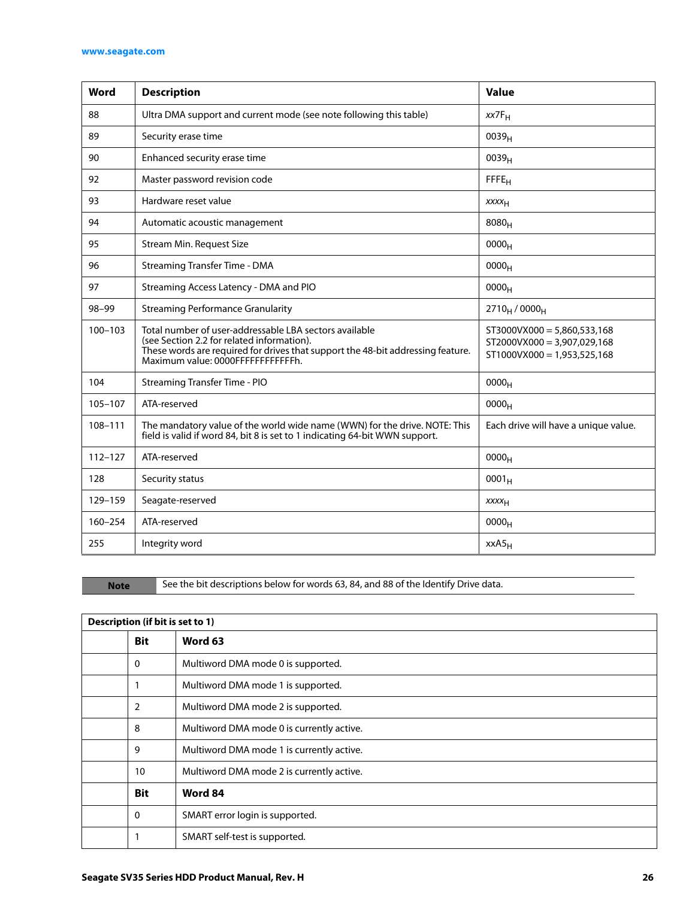| Word | Description | Value |
|---|---|---|
| 88 | Ultra DMA support and current mode (see note following this table) | $xx7F_H$ |
| 89 | Security erase time | $0039_H$ |
| 90 | Enhanced security erase time | $0039_H$ |
| 92 | Master password revision code | $FFFE_H$ |
| 93 | Hardware reset value | $xxxx_H$ |
| 94 | Automatic acoustic management | $8080_H$ |
| 95 | Stream Min. Request Size | $0000_H$ |
| 96 | Streaming Transfer Time - DMA | $0000_H$ |
| 97 | Streaming Access Latency - DMA and PIO | $0000_H$ |
| 98–99 | Streaming Performance Granularity | $2710_H$ / $0000_H$ |
| 100–103 | Total number of user-addressable LBA sectors available (see Section 2.2 for related information). These words are required for drives that support the 48-bit addressing feature. Maximum value: 0000FFFFFFFFFFFFh. | ST3000VX000 = 5,860,533,168<br>ST2000VX000 = 3,907,029,168<br>ST1000VX000 = 1,953,525,168 |
| 104 | Streaming Transfer Time - PIO | $0000_H$ |
| 105–107 | ATA-reserved | $0000_H$ |
| 108–111 | The mandatory value of the world wide name (WWN) for the drive. NOTE: This field is valid if word 84, bit 8 is set to 1 indicating 64-bit WWN support. | Each drive will have a unique value. |
| 112–127 | ATA-reserved | $0000_H$ |
| 128 | Security status | $0001_H$ |
| 129–159 | Seagate-reserved | $xxxx_H$ |
| 160–254 | ATA-reserved | $0000_H$ |
| 255 | Integrity word | $xxA5_H$ |

**Note** See the bit descriptions below for words 63, 84, and 88 of the Identify Drive data.

| Description (if bit is set to 1) | | |
|---|---|---|
| | **Bit** | **Word 63** |
| | 0 | Multiword DMA mode 0 is supported. |
| | 1 | Multiword DMA mode 1 is supported. |
| | 2 | Multiword DMA mode 2 is supported. |
| | 8 | Multiword DMA mode 0 is currently active. |
| | 9 | Multiword DMA mode 1 is currently active. |
| | 10 | Multiword DMA mode 2 is currently active. |
| | **Bit** | **Word 84** |
| | 0 | SMART error login is supported. |
| | 1 | SMART self-test is supported. |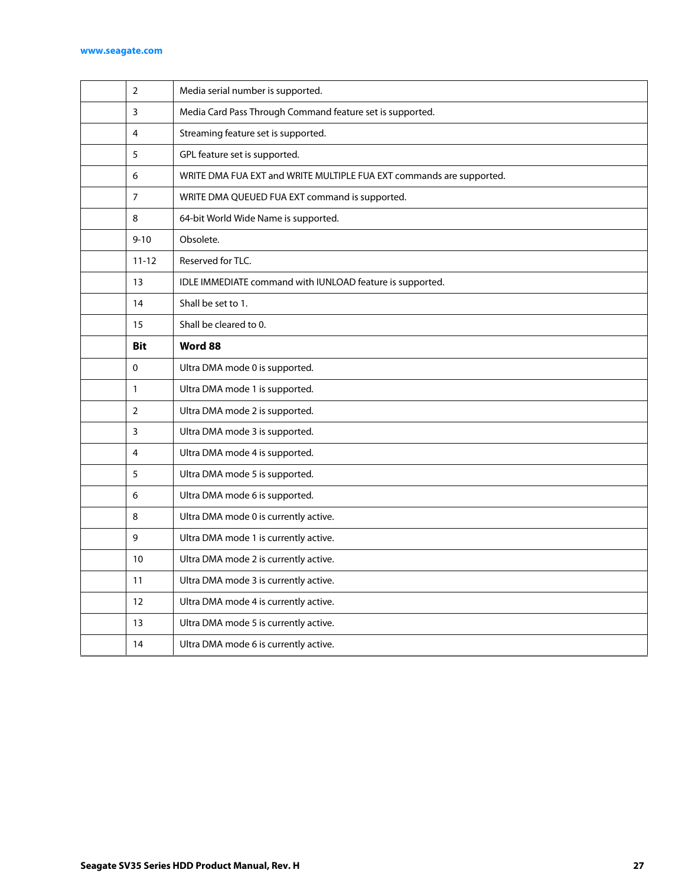|  |  |  |
|---|---|---|
|  | 2 | Media serial number is supported. |
|  | 3 | Media Card Pass Through Command feature set is supported. |
|  | 4 | Streaming feature set is supported. |
|  | 5 | GPL feature set is supported. |
|  | 6 | WRITE DMA FUA EXT and WRITE MULTIPLE FUA EXT commands are supported. |
|  | 7 | WRITE DMA QUEUED FUA EXT command is supported. |
|  | 8 | 64-bit World Wide Name is supported. |
|  | 9-10 | Obsolete. |
|  | 11-12 | Reserved for TLC. |
|  | 13 | IDLE IMMEDIATE command with IUNLOAD feature is supported. |
|  | 14 | Shall be set to 1. |
|  | 15 | Shall be cleared to 0. |
|  | **Bit** | **Word 88** |
|  | 0 | Ultra DMA mode 0 is supported. |
|  | 1 | Ultra DMA mode 1 is supported. |
|  | 2 | Ultra DMA mode 2 is supported. |
|  | 3 | Ultra DMA mode 3 is supported. |
|  | 4 | Ultra DMA mode 4 is supported. |
|  | 5 | Ultra DMA mode 5 is supported. |
|  | 6 | Ultra DMA mode 6 is supported. |
|  | 8 | Ultra DMA mode 0 is currently active. |
|  | 9 | Ultra DMA mode 1 is currently active. |
|  | 10 | Ultra DMA mode 2 is currently active. |
|  | 11 | Ultra DMA mode 3 is currently active. |
|  | 12 | Ultra DMA mode 4 is currently active. |
|  | 13 | Ultra DMA mode 5 is currently active. |
|  | 14 | Ultra DMA mode 6 is currently active. |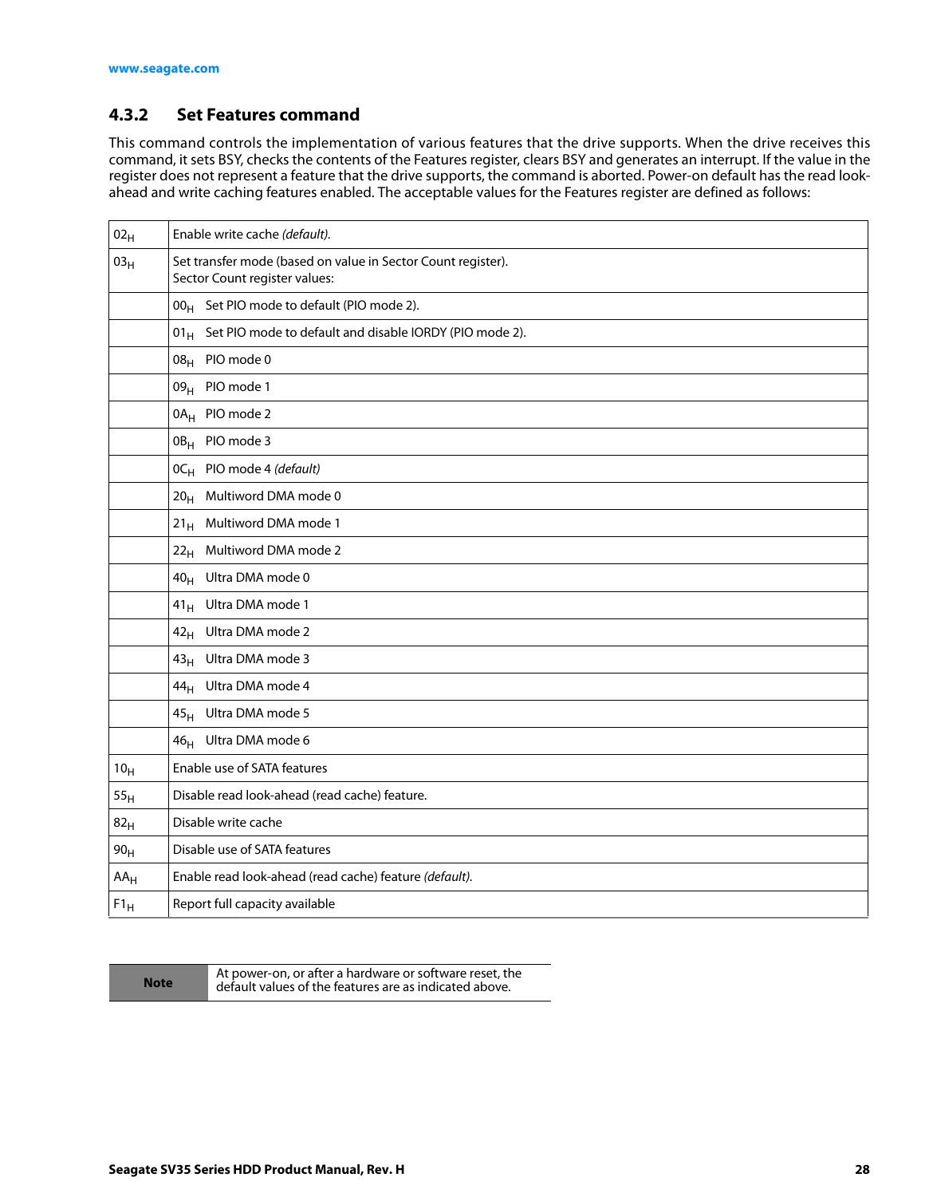### 4.3.2 Set Features command

This command controls the implementation of various features that the drive supports. When the drive receives this command, it sets BSY, checks the contents of the Features register, clears BSY and generates an interrupt. If the value in the register does not represent a feature that the drive supports, the command is aborted. Power-on default has the read look-ahead and write caching features enabled. The acceptable values for the Features register are defined as follows:

| | |
|---|---|
| $02_H$ | Enable write cache *(default).* |
| $03_H$ | Set transfer mode (based on value in Sector Count register).<br>Sector Count register values: |
| | $00_H$ Set PIO mode to default (PIO mode 2). |
| | $01_H$ Set PIO mode to default and disable IORDY (PIO mode 2). |
| | $08_H$ PIO mode 0 |
| | $09_H$ PIO mode 1 |
| | $0A_H$ PIO mode 2 |
| | $0B_H$ PIO mode 3 |
| | $0C_H$ PIO mode 4 *(default)* |
| | $20_H$ Multiword DMA mode 0 |
| | $21_H$ Multiword DMA mode 1 |
| | $22_H$ Multiword DMA mode 2 |
| | $40_H$ Ultra DMA mode 0 |
| | $41_H$ Ultra DMA mode 1 |
| | $42_H$ Ultra DMA mode 2 |
| | $43_H$ Ultra DMA mode 3 |
| | $44_H$ Ultra DMA mode 4 |
| | $45_H$ Ultra DMA mode 5 |
| | $46_H$ Ultra DMA mode 6 |
| $10_H$ | Enable use of SATA features |
| $55_H$ | Disable read look-ahead (read cache) feature. |
| $82_H$ | Disable write cache |
| $90_H$ | Disable use of SATA features |
| $AA_H$ | Enable read look-ahead (read cache) feature *(default).* |
| $F1_H$ | Report full capacity available |

| Note | At power-on, or after a hardware or software reset, the default values of the features are as indicated above. |
|---|---|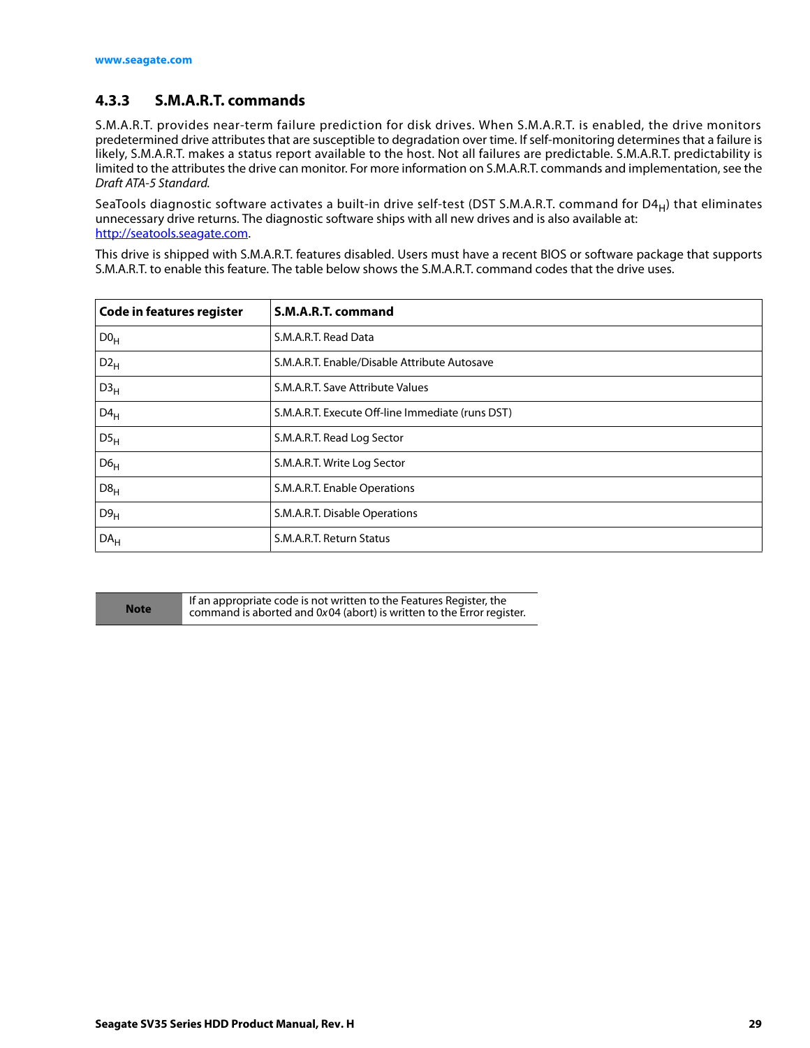### 4.3.3 S.M.A.R.T. commands

S.M.A.R.T. provides near-term failure prediction for disk drives. When S.M.A.R.T. is enabled, the drive monitors predetermined drive attributes that are susceptible to degradation over time. If self-monitoring determines that a failure is likely, S.M.A.R.T. makes a status report available to the host. Not all failures are predictable. S.M.A.R.T. predictability is limited to the attributes the drive can monitor. For more information on S.M.A.R.T. commands and implementation, see the *Draft ATA-5 Standard*.

SeaTools diagnostic software activates a built-in drive self-test (DST S.M.A.R.T. command for $D4_H$) that eliminates unnecessary drive returns. The diagnostic software ships with all new drives and is also available at: http://seatools.seagate.com.

This drive is shipped with S.M.A.R.T. features disabled. Users must have a recent BIOS or software package that supports S.M.A.R.T. to enable this feature. The table below shows the S.M.A.R.T. command codes that the drive uses.

| Code in features register | S.M.A.R.T. command |
|---|---|
| $D0_H$ | S.M.A.R.T. Read Data |
| $D2_H$ | S.M.A.R.T. Enable/Disable Attribute Autosave |
| $D3_H$ | S.M.A.R.T. Save Attribute Values |
| $D4_H$ | S.M.A.R.T. Execute Off-line Immediate (runs DST) |
| $D5_H$ | S.M.A.R.T. Read Log Sector |
| $D6_H$ | S.M.A.R.T. Write Log Sector |
| $D8_H$ | S.M.A.R.T. Enable Operations |
| $D9_H$ | S.M.A.R.T. Disable Operations |
| $DA_H$ | S.M.A.R.T. Return Status |

| Note | If an appropriate code is not written to the Features Register, the command is aborted and 0x04 (abort) is written to the Error register. |
|---|---|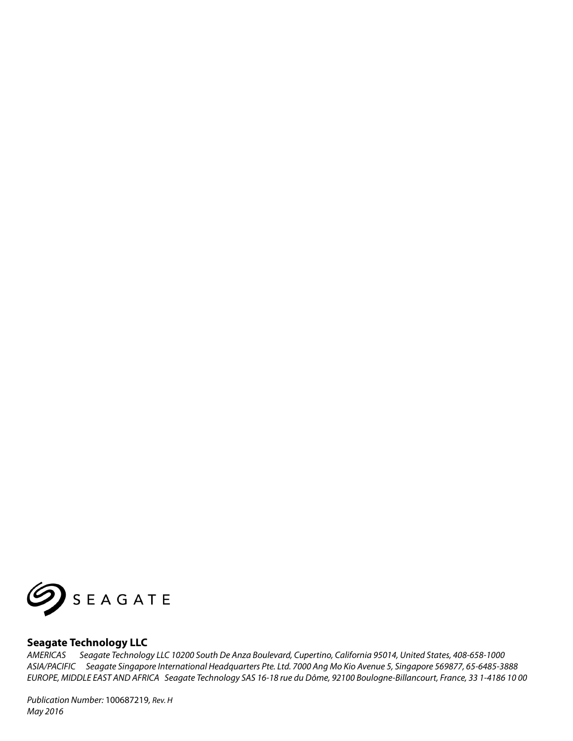SEAGATE

**Seagate Technology LLC**

*AMERICAS Seagate Technology LLC 10200 South De Anza Boulevard, Cupertino, California 95014, United States, 408-658-1000*
*ASIA/PACIFIC Seagate Singapore International Headquarters Pte. Ltd. 7000 Ang Mo Kio Avenue 5, Singapore 569877, 65-6485-3888*
*EUROPE, MIDDLE EAST AND AFRICA Seagate Technology SAS 16-18 rue du Dôme, 92100 Boulogne-Billancourt, France, 33 1-4186 10 00*

*Publication Number:* 100687219, *Rev. H*
*May 2016*